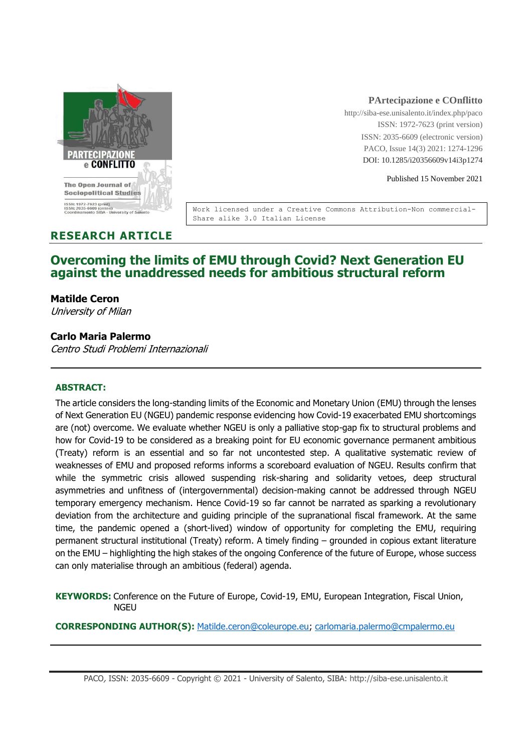**PArtecipazione e COnflitto**
http://siba-ese.unisalento.it/index.php/paco
ISSN: 1972-7623 (print version)
ISSN: 2035-6609 (electronic version)
PACO, Issue 14(3) 2021: 1274-1296
DOI: 10.1285/i20356609v14i3p1274

Published 15 November 2021

Work licensed under a Creative Commons Attribution-Non commercial-Share alike 3.0 Italian License

**RESEARCH ARTICLE**

# Overcoming the limits of EMU through Covid? Next Generation EU against the unaddressed needs for ambitious structural reform

**Matilde Ceron**
*University of Milan*

**Carlo Maria Palermo**
*Centro Studi Problemi Internazionali*

**ABSTRACT:**

The article considers the long-standing limits of the Economic and Monetary Union (EMU) through the lenses of Next Generation EU (NGEU) pandemic response evidencing how Covid-19 exacerbated EMU shortcomings are (not) overcome. We evaluate whether NGEU is only a palliative stop-gap fix to structural problems and how for Covid-19 to be considered as a breaking point for EU economic governance permanent ambitious (Treaty) reform is an essential and so far not uncontested step. A qualitative systematic review of weaknesses of EMU and proposed reforms informs a scoreboard evaluation of NGEU. Results confirm that while the symmetric crisis allowed suspending risk-sharing and solidarity vetoes, deep structural asymmetries and unfitness of (intergovernmental) decision-making cannot be addressed through NGEU temporary emergency mechanism. Hence Covid-19 so far cannot be narrated as sparking a revolutionary deviation from the architecture and guiding principle of the supranational fiscal framework. At the same time, the pandemic opened a (short-lived) window of opportunity for completing the EMU, requiring permanent structural institutional (Treaty) reform. A timely finding – grounded in copious extant literature on the EMU – highlighting the high stakes of the ongoing Conference of the future of Europe, whose success can only materialise through an ambitious (federal) agenda.

**KEYWORDS:** Conference on the Future of Europe, Covid-19, EMU, European Integration, Fiscal Union, NGEU

**CORRESPONDING AUTHOR(S):** Matilde.ceron@coleurope.eu; carlomaria.palermo@cmpalermo.eu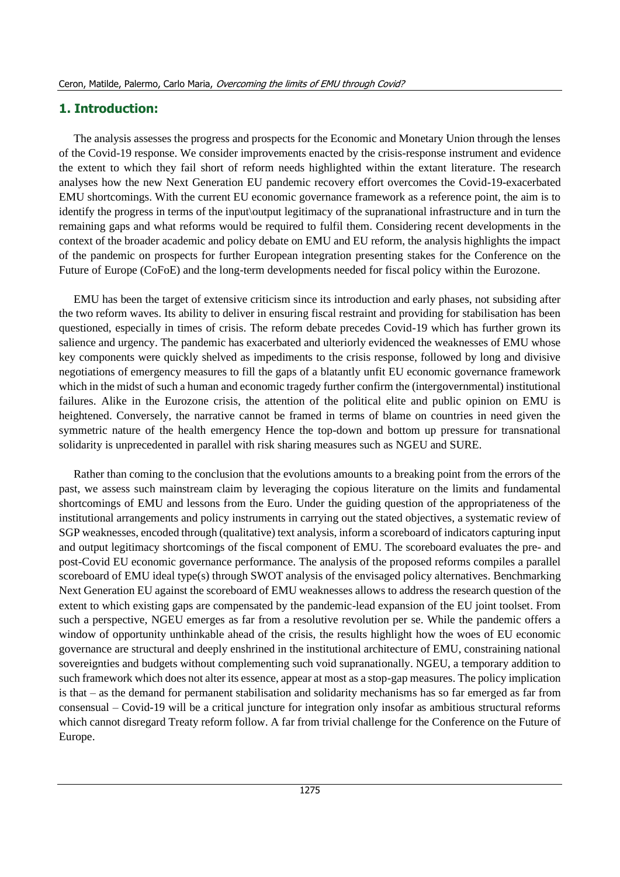## 1. Introduction:

The analysis assesses the progress and prospects for the Economic and Monetary Union through the lenses of the Covid-19 response. We consider improvements enacted by the crisis-response instrument and evidence the extent to which they fail short of reform needs highlighted within the extant literature. The research analyses how the new Next Generation EU pandemic recovery effort overcomes the Covid-19-exacerbated EMU shortcomings. With the current EU economic governance framework as a reference point, the aim is to identify the progress in terms of the input\output legitimacy of the supranational infrastructure and in turn the remaining gaps and what reforms would be required to fulfil them. Considering recent developments in the context of the broader academic and policy debate on EMU and EU reform, the analysis highlights the impact of the pandemic on prospects for further European integration presenting stakes for the Conference on the Future of Europe (CoFoE) and the long-term developments needed for fiscal policy within the Eurozone.

EMU has been the target of extensive criticism since its introduction and early phases, not subsiding after the two reform waves. Its ability to deliver in ensuring fiscal restraint and providing for stabilisation has been questioned, especially in times of crisis. The reform debate precedes Covid-19 which has further grown its salience and urgency. The pandemic has exacerbated and ulteriorly evidenced the weaknesses of EMU whose key components were quickly shelved as impediments to the crisis response, followed by long and divisive negotiations of emergency measures to fill the gaps of a blatantly unfit EU economic governance framework which in the midst of such a human and economic tragedy further confirm the (intergovernmental) institutional failures. Alike in the Eurozone crisis, the attention of the political elite and public opinion on EMU is heightened. Conversely, the narrative cannot be framed in terms of blame on countries in need given the symmetric nature of the health emergency Hence the top-down and bottom up pressure for transnational solidarity is unprecedented in parallel with risk sharing measures such as NGEU and SURE.

Rather than coming to the conclusion that the evolutions amounts to a breaking point from the errors of the past, we assess such mainstream claim by leveraging the copious literature on the limits and fundamental shortcomings of EMU and lessons from the Euro. Under the guiding question of the appropriateness of the institutional arrangements and policy instruments in carrying out the stated objectives, a systematic review of SGP weaknesses, encoded through (qualitative) text analysis, inform a scoreboard of indicators capturing input and output legitimacy shortcomings of the fiscal component of EMU. The scoreboard evaluates the pre- and post-Covid EU economic governance performance. The analysis of the proposed reforms compiles a parallel scoreboard of EMU ideal type(s) through SWOT analysis of the envisaged policy alternatives. Benchmarking Next Generation EU against the scoreboard of EMU weaknesses allows to address the research question of the extent to which existing gaps are compensated by the pandemic-lead expansion of the EU joint toolset. From such a perspective, NGEU emerges as far from a resolutive revolution per se. While the pandemic offers a window of opportunity unthinkable ahead of the crisis, the results highlight how the woes of EU economic governance are structural and deeply enshrined in the institutional architecture of EMU, constraining national sovereignties and budgets without complementing such void supranationally. NGEU, a temporary addition to such framework which does not alter its essence, appear at most as a stop-gap measures. The policy implication is that – as the demand for permanent stabilisation and solidarity mechanisms has so far emerged as far from consensual – Covid-19 will be a critical juncture for integration only insofar as ambitious structural reforms which cannot disregard Treaty reform follow. A far from trivial challenge for the Conference on the Future of Europe.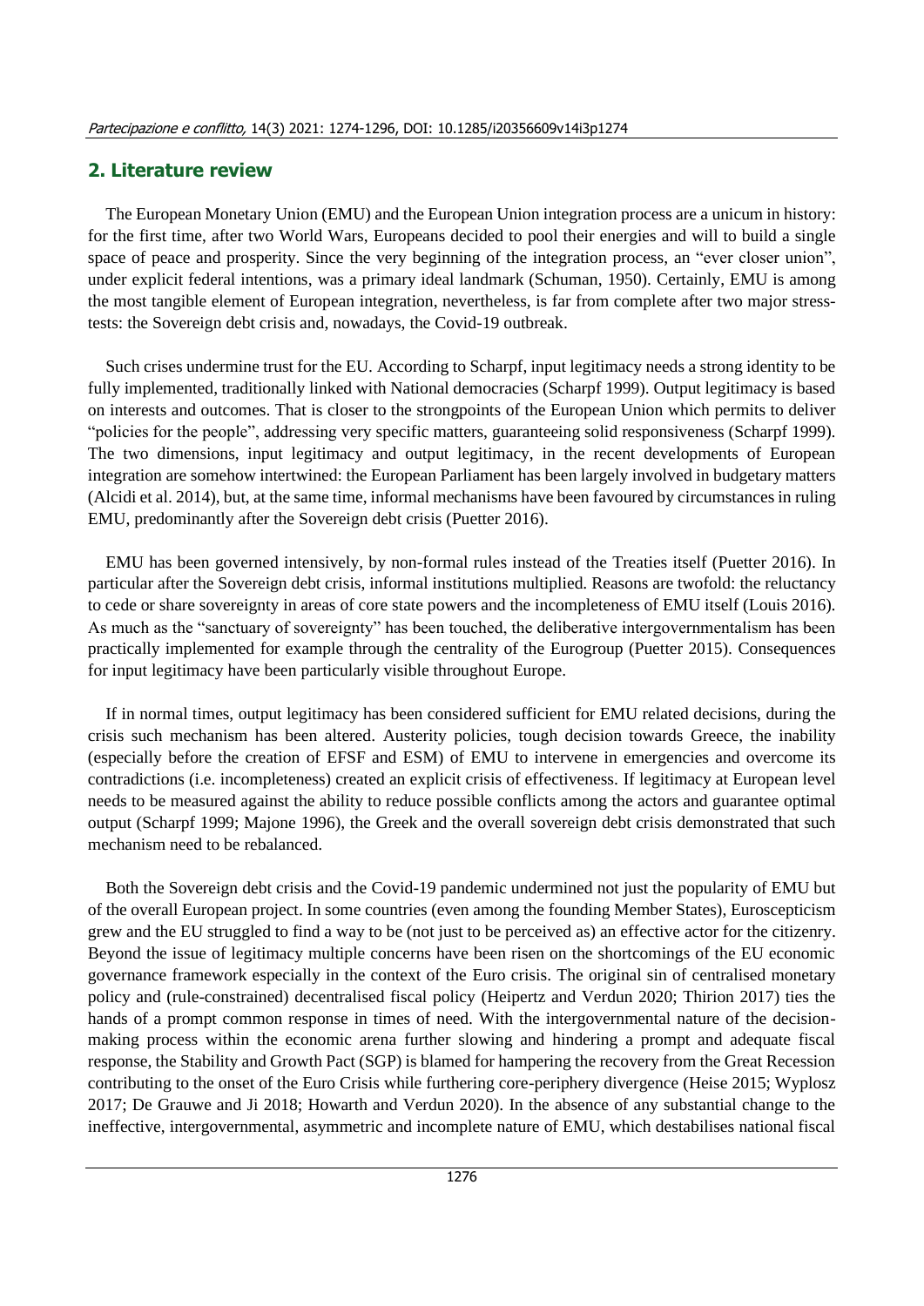## 2. Literature review

The European Monetary Union (EMU) and the European Union integration process are a unicum in history: for the first time, after two World Wars, Europeans decided to pool their energies and will to build a single space of peace and prosperity. Since the very beginning of the integration process, an "ever closer union", under explicit federal intentions, was a primary ideal landmark (Schuman, 1950). Certainly, EMU is among the most tangible element of European integration, nevertheless, is far from complete after two major stress-tests: the Sovereign debt crisis and, nowadays, the Covid-19 outbreak.

Such crises undermine trust for the EU. According to Scharpf, input legitimacy needs a strong identity to be fully implemented, traditionally linked with National democracies (Scharpf 1999). Output legitimacy is based on interests and outcomes. That is closer to the strongpoints of the European Union which permits to deliver "policies for the people", addressing very specific matters, guaranteeing solid responsiveness (Scharpf 1999). The two dimensions, input legitimacy and output legitimacy, in the recent developments of European integration are somehow intertwined: the European Parliament has been largely involved in budgetary matters (Alcidi et al. 2014), but, at the same time, informal mechanisms have been favoured by circumstances in ruling EMU, predominantly after the Sovereign debt crisis (Puetter 2016).

EMU has been governed intensively, by non-formal rules instead of the Treaties itself (Puetter 2016). In particular after the Sovereign debt crisis, informal institutions multiplied. Reasons are twofold: the reluctancy to cede or share sovereignty in areas of core state powers and the incompleteness of EMU itself (Louis 2016). As much as the "sanctuary of sovereignty" has been touched, the deliberative intergovernmentalism has been practically implemented for example through the centrality of the Eurogroup (Puetter 2015). Consequences for input legitimacy have been particularly visible throughout Europe.

If in normal times, output legitimacy has been considered sufficient for EMU related decisions, during the crisis such mechanism has been altered. Austerity policies, tough decision towards Greece, the inability (especially before the creation of EFSF and ESM) of EMU to intervene in emergencies and overcome its contradictions (i.e. incompleteness) created an explicit crisis of effectiveness. If legitimacy at European level needs to be measured against the ability to reduce possible conflicts among the actors and guarantee optimal output (Scharpf 1999; Majone 1996), the Greek and the overall sovereign debt crisis demonstrated that such mechanism need to be rebalanced.

Both the Sovereign debt crisis and the Covid-19 pandemic undermined not just the popularity of EMU but of the overall European project. In some countries (even among the founding Member States), Euroscepticism grew and the EU struggled to find a way to be (not just to be perceived as) an effective actor for the citizenry. Beyond the issue of legitimacy multiple concerns have been risen on the shortcomings of the EU economic governance framework especially in the context of the Euro crisis. The original sin of centralised monetary policy and (rule-constrained) decentralised fiscal policy (Heipertz and Verdun 2020; Thirion 2017) ties the hands of a prompt common response in times of need. With the intergovernmental nature of the decision-making process within the economic arena further slowing and hindering a prompt and adequate fiscal response, the Stability and Growth Pact (SGP) is blamed for hampering the recovery from the Great Recession contributing to the onset of the Euro Crisis while furthering core-periphery divergence (Heise 2015; Wyplosz 2017; De Grauwe and Ji 2018; Howarth and Verdun 2020). In the absence of any substantial change to the ineffective, intergovernmental, asymmetric and incomplete nature of EMU, which destabilises national fiscal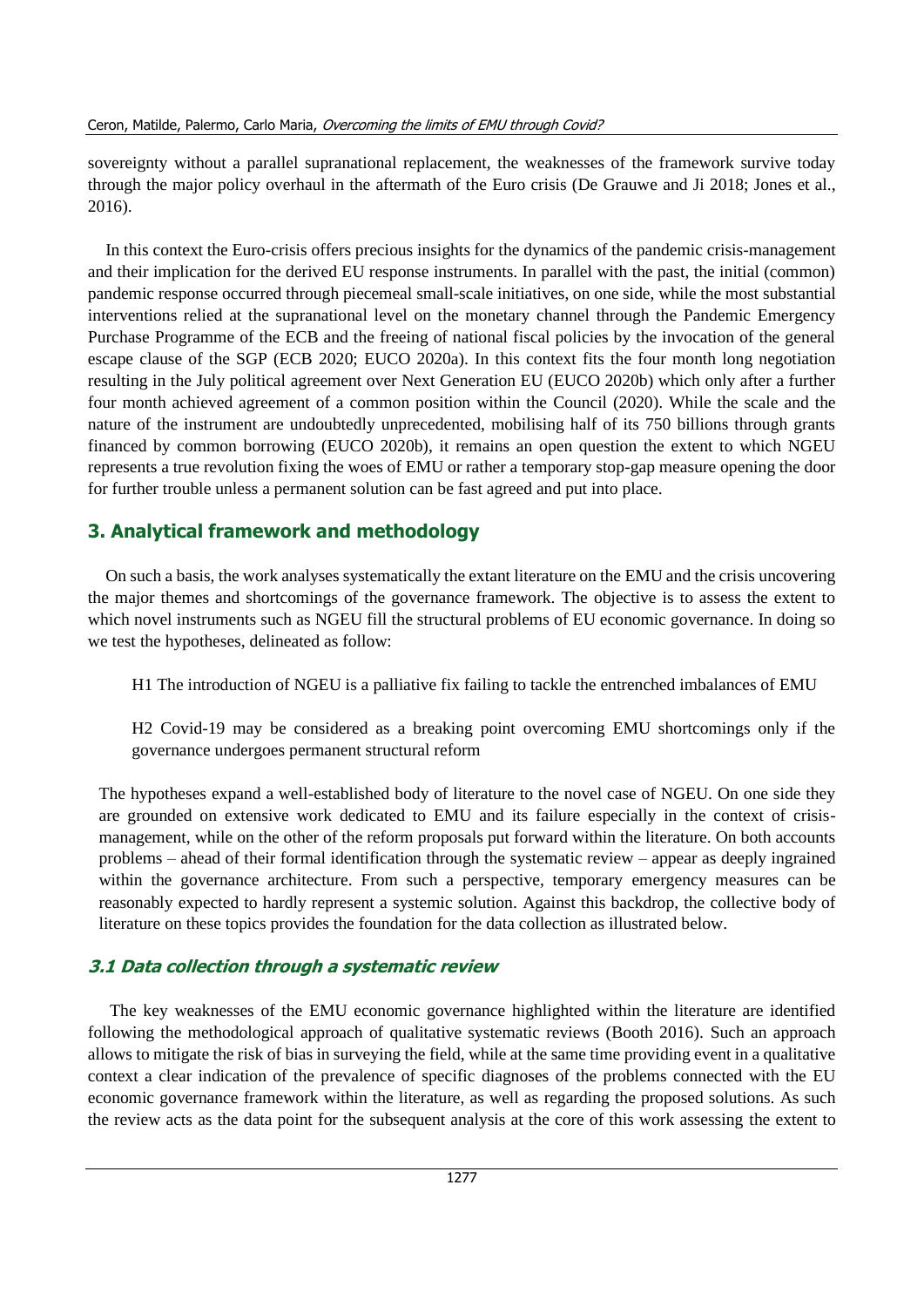sovereignty without a parallel supranational replacement, the weaknesses of the framework survive today through the major policy overhaul in the aftermath of the Euro crisis (De Grauwe and Ji 2018; Jones et al., 2016).

In this context the Euro-crisis offers precious insights for the dynamics of the pandemic crisis-management and their implication for the derived EU response instruments. In parallel with the past, the initial (common) pandemic response occurred through piecemeal small-scale initiatives, on one side, while the most substantial interventions relied at the supranational level on the monetary channel through the Pandemic Emergency Purchase Programme of the ECB and the freeing of national fiscal policies by the invocation of the general escape clause of the SGP (ECB 2020; EUCO 2020a). In this context fits the four month long negotiation resulting in the July political agreement over Next Generation EU (EUCO 2020b) which only after a further four month achieved agreement of a common position within the Council (2020). While the scale and the nature of the instrument are undoubtedly unprecedented, mobilising half of its 750 billions through grants financed by common borrowing (EUCO 2020b), it remains an open question the extent to which NGEU represents a true revolution fixing the woes of EMU or rather a temporary stop-gap measure opening the door for further trouble unless a permanent solution can be fast agreed and put into place.

## 3. Analytical framework and methodology

On such a basis, the work analyses systematically the extant literature on the EMU and the crisis uncovering the major themes and shortcomings of the governance framework. The objective is to assess the extent to which novel instruments such as NGEU fill the structural problems of EU economic governance. In doing so we test the hypotheses, delineated as follow:

H1 The introduction of NGEU is a palliative fix failing to tackle the entrenched imbalances of EMU

H2 Covid-19 may be considered as a breaking point overcoming EMU shortcomings only if the governance undergoes permanent structural reform

The hypotheses expand a well-established body of literature to the novel case of NGEU. On one side they are grounded on extensive work dedicated to EMU and its failure especially in the context of crisis-management, while on the other of the reform proposals put forward within the literature. On both accounts problems – ahead of their formal identification through the systematic review – appear as deeply ingrained within the governance architecture. From such a perspective, temporary emergency measures can be reasonably expected to hardly represent a systemic solution. Against this backdrop, the collective body of literature on these topics provides the foundation for the data collection as illustrated below.

### *3.1 Data collection through a systematic review*

The key weaknesses of the EMU economic governance highlighted within the literature are identified following the methodological approach of qualitative systematic reviews (Booth 2016). Such an approach allows to mitigate the risk of bias in surveying the field, while at the same time providing event in a qualitative context a clear indication of the prevalence of specific diagnoses of the problems connected with the EU economic governance framework within the literature, as well as regarding the proposed solutions. As such the review acts as the data point for the subsequent analysis at the core of this work assessing the extent to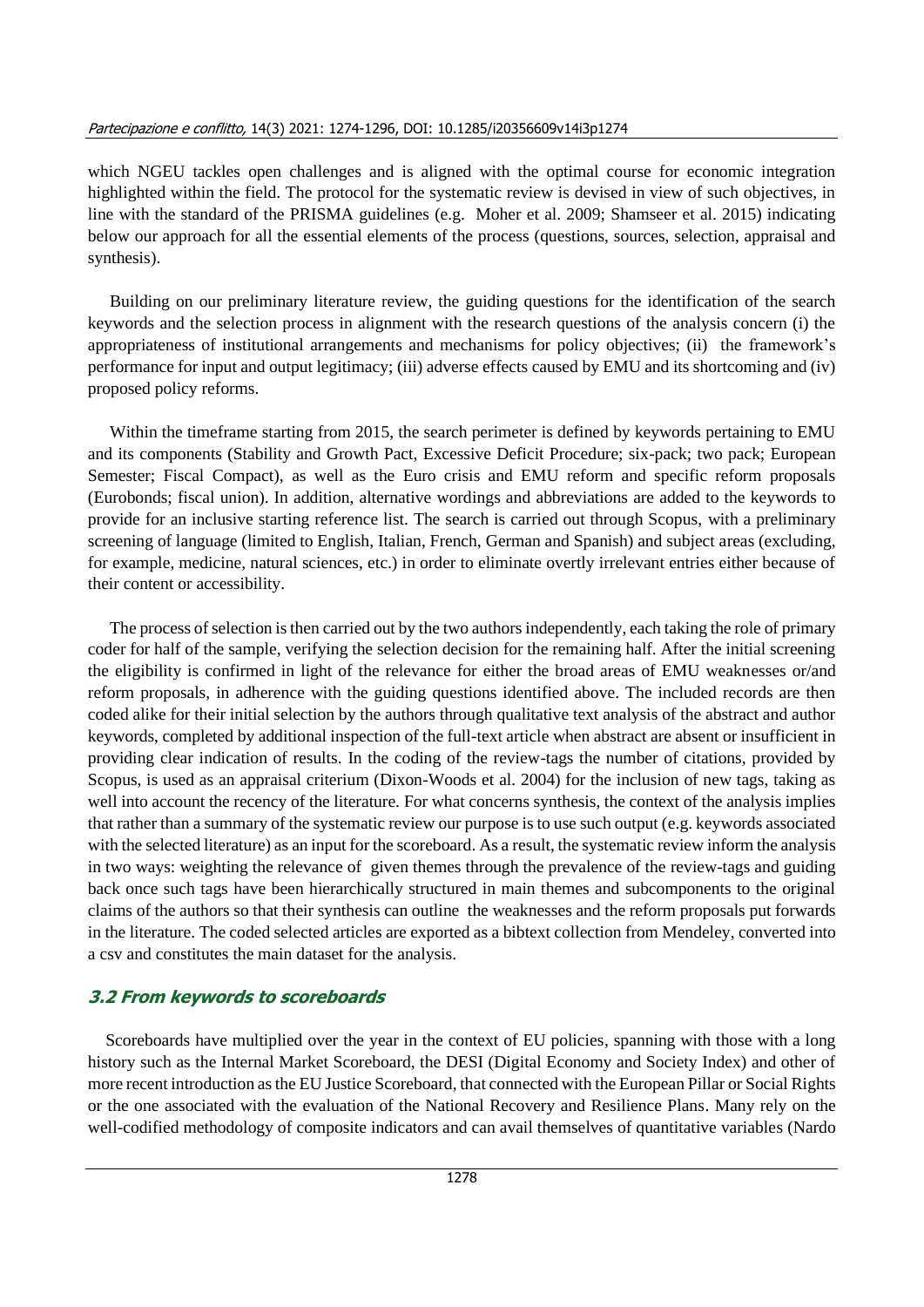which NGEU tackles open challenges and is aligned with the optimal course for economic integration highlighted within the field. The protocol for the systematic review is devised in view of such objectives, in line with the standard of the PRISMA guidelines (e.g. Moher et al. 2009; Shamseer et al. 2015) indicating below our approach for all the essential elements of the process (questions, sources, selection, appraisal and synthesis).

Building on our preliminary literature review, the guiding questions for the identification of the search keywords and the selection process in alignment with the research questions of the analysis concern (i) the appropriateness of institutional arrangements and mechanisms for policy objectives; (ii) the framework's performance for input and output legitimacy; (iii) adverse effects caused by EMU and its shortcoming and (iv) proposed policy reforms.

Within the timeframe starting from 2015, the search perimeter is defined by keywords pertaining to EMU and its components (Stability and Growth Pact, Excessive Deficit Procedure; six-pack; two pack; European Semester; Fiscal Compact), as well as the Euro crisis and EMU reform and specific reform proposals (Eurobonds; fiscal union). In addition, alternative wordings and abbreviations are added to the keywords to provide for an inclusive starting reference list. The search is carried out through Scopus, with a preliminary screening of language (limited to English, Italian, French, German and Spanish) and subject areas (excluding, for example, medicine, natural sciences, etc.) in order to eliminate overtly irrelevant entries either because of their content or accessibility.

The process of selection is then carried out by the two authors independently, each taking the role of primary coder for half of the sample, verifying the selection decision for the remaining half. After the initial screening the eligibility is confirmed in light of the relevance for either the broad areas of EMU weaknesses or/and reform proposals, in adherence with the guiding questions identified above. The included records are then coded alike for their initial selection by the authors through qualitative text analysis of the abstract and author keywords, completed by additional inspection of the full-text article when abstract are absent or insufficient in providing clear indication of results. In the coding of the review-tags the number of citations, provided by Scopus, is used as an appraisal criterium (Dixon-Woods et al. 2004) for the inclusion of new tags, taking as well into account the recency of the literature. For what concerns synthesis, the context of the analysis implies that rather than a summary of the systematic review our purpose is to use such output (e.g. keywords associated with the selected literature) as an input for the scoreboard. As a result, the systematic review inform the analysis in two ways: weighting the relevance of given themes through the prevalence of the review-tags and guiding back once such tags have been hierarchically structured in main themes and subcomponents to the original claims of the authors so that their synthesis can outline the weaknesses and the reform proposals put forwards in the literature. The coded selected articles are exported as a bibtext collection from Mendeley, converted into a csv and constitutes the main dataset for the analysis.

### 3.2 From keywords to scoreboards

Scoreboards have multiplied over the year in the context of EU policies, spanning with those with a long history such as the Internal Market Scoreboard, the DESI (Digital Economy and Society Index) and other of more recent introduction as the EU Justice Scoreboard, that connected with the European Pillar or Social Rights or the one associated with the evaluation of the National Recovery and Resilience Plans. Many rely on the well-codified methodology of composite indicators and can avail themselves of quantitative variables (Nardo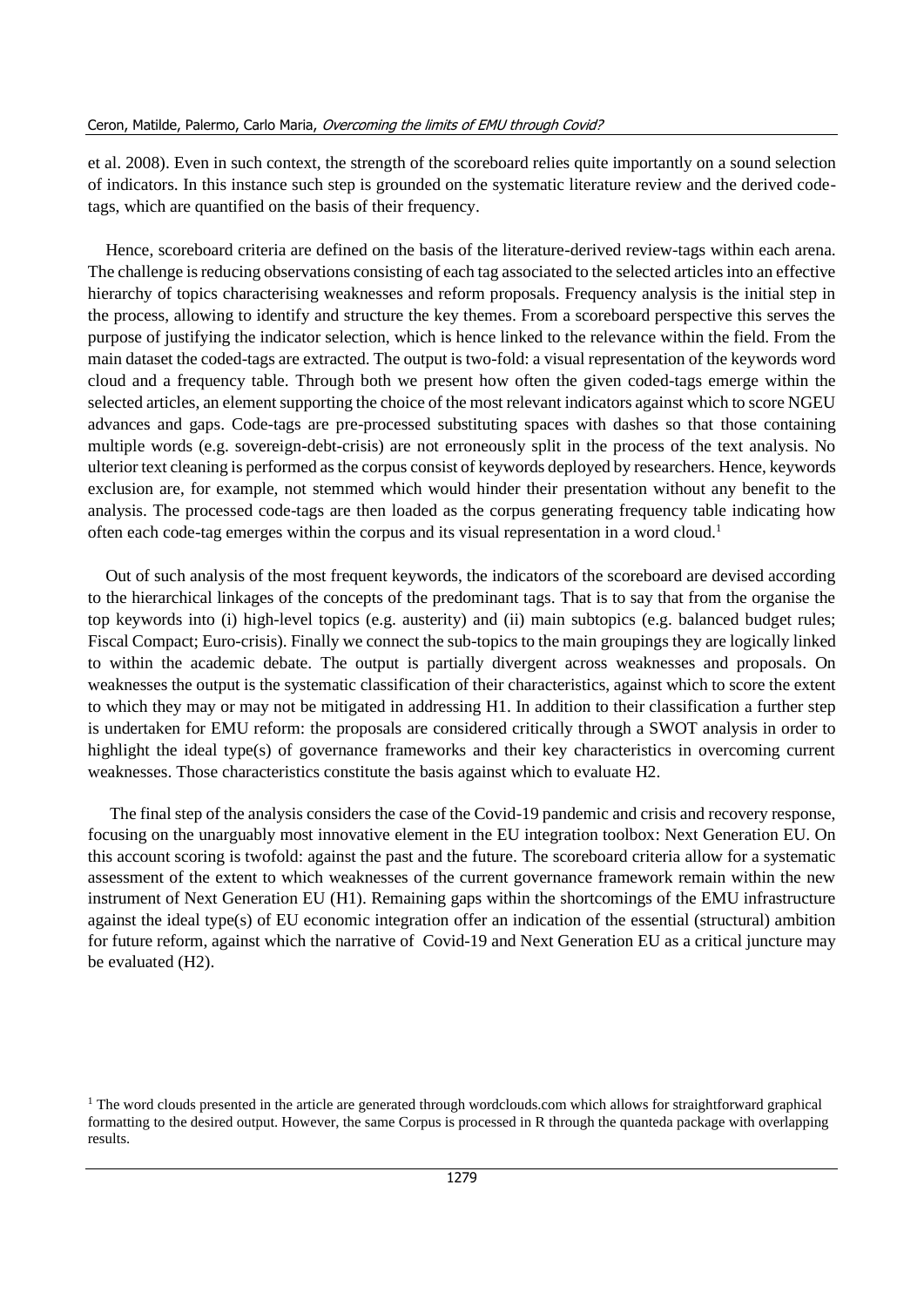et al. 2008). Even in such context, the strength of the scoreboard relies quite importantly on a sound selection of indicators. In this instance such step is grounded on the systematic literature review and the derived code-tags, which are quantified on the basis of their frequency.

Hence, scoreboard criteria are defined on the basis of the literature-derived review-tags within each arena. The challenge is reducing observations consisting of each tag associated to the selected articles into an effective hierarchy of topics characterising weaknesses and reform proposals. Frequency analysis is the initial step in the process, allowing to identify and structure the key themes. From a scoreboard perspective this serves the purpose of justifying the indicator selection, which is hence linked to the relevance within the field. From the main dataset the coded-tags are extracted. The output is two-fold: a visual representation of the keywords word cloud and a frequency table. Through both we present how often the given coded-tags emerge within the selected articles, an element supporting the choice of the most relevant indicators against which to score NGEU advances and gaps. Code-tags are pre-processed substituting spaces with dashes so that those containing multiple words (e.g. sovereign-debt-crisis) are not erroneously split in the process of the text analysis. No ulterior text cleaning is performed as the corpus consist of keywords deployed by researchers. Hence, keywords exclusion are, for example, not stemmed which would hinder their presentation without any benefit to the analysis. The processed code-tags are then loaded as the corpus generating frequency table indicating how often each code-tag emerges within the corpus and its visual representation in a word cloud.[1]

Out of such analysis of the most frequent keywords, the indicators of the scoreboard are devised according to the hierarchical linkages of the concepts of the predominant tags. That is to say that from the organise the top keywords into (i) high-level topics (e.g. austerity) and (ii) main subtopics (e.g. balanced budget rules; Fiscal Compact; Euro-crisis). Finally we connect the sub-topics to the main groupings they are logically linked to within the academic debate. The output is partially divergent across weaknesses and proposals. On weaknesses the output is the systematic classification of their characteristics, against which to score the extent to which they may or may not be mitigated in addressing H1. In addition to their classification a further step is undertaken for EMU reform: the proposals are considered critically through a SWOT analysis in order to highlight the ideal type(s) of governance frameworks and their key characteristics in overcoming current weaknesses. Those characteristics constitute the basis against which to evaluate H2.

The final step of the analysis considers the case of the Covid-19 pandemic and crisis and recovery response, focusing on the unarguably most innovative element in the EU integration toolbox: Next Generation EU. On this account scoring is twofold: against the past and the future. The scoreboard criteria allow for a systematic assessment of the extent to which weaknesses of the current governance framework remain within the new instrument of Next Generation EU (H1). Remaining gaps within the shortcomings of the EMU infrastructure against the ideal type(s) of EU economic integration offer an indication of the essential (structural) ambition for future reform, against which the narrative of Covid-19 and Next Generation EU as a critical juncture may be evaluated (H2).

[1] The word clouds presented in the article are generated through wordclouds.com which allows for straightforward graphical formatting to the desired output. However, the same Corpus is processed in R through the quanteda package with overlapping results.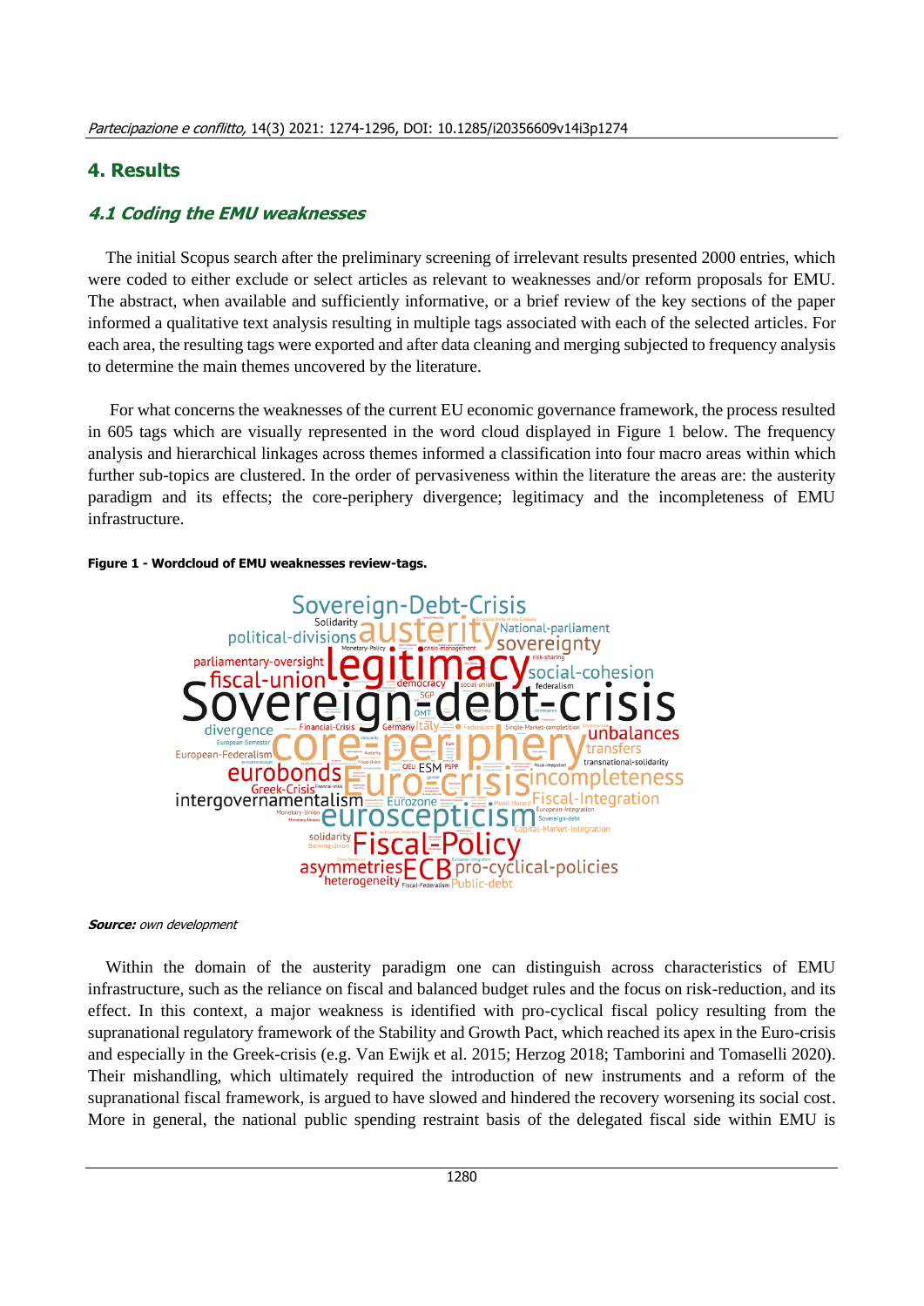## 4. Results

### 4.1 Coding the EMU weaknesses

The initial Scopus search after the preliminary screening of irrelevant results presented 2000 entries, which were coded to either exclude or select articles as relevant to weaknesses and/or reform proposals for EMU. The abstract, when available and sufficiently informative, or a brief review of the key sections of the paper informed a qualitative text analysis resulting in multiple tags associated with each of the selected articles. For each area, the resulting tags were exported and after data cleaning and merging subjected to frequency analysis to determine the main themes uncovered by the literature.

For what concerns the weaknesses of the current EU economic governance framework, the process resulted in 605 tags which are visually represented in the word cloud displayed in Figure 1 below. The frequency analysis and hierarchical linkages across themes informed a classification into four macro areas within which further sub-topics are clustered. In the order of pervasiveness within the literature the areas are: the austerity paradigm and its effects; the core-periphery divergence; legitimacy and the incompleteness of EMU infrastructure.

**Figure 1 - Wordcloud of EMU weaknesses review-tags.**

***Source:*** *own development*

Within the domain of the austerity paradigm one can distinguish across characteristics of EMU infrastructure, such as the reliance on fiscal and balanced budget rules and the focus on risk-reduction, and its effect. In this context, a major weakness is identified with pro-cyclical fiscal policy resulting from the supranational regulatory framework of the Stability and Growth Pact, which reached its apex in the Euro-crisis and especially in the Greek-crisis (e.g. Van Ewijk et al. 2015; Herzog 2018; Tamborini and Tomaselli 2020). Their mishandling, which ultimately required the introduction of new instruments and a reform of the supranational fiscal framework, is argued to have slowed and hindered the recovery worsening its social cost. More in general, the national public spending restraint basis of the delegated fiscal side within EMU is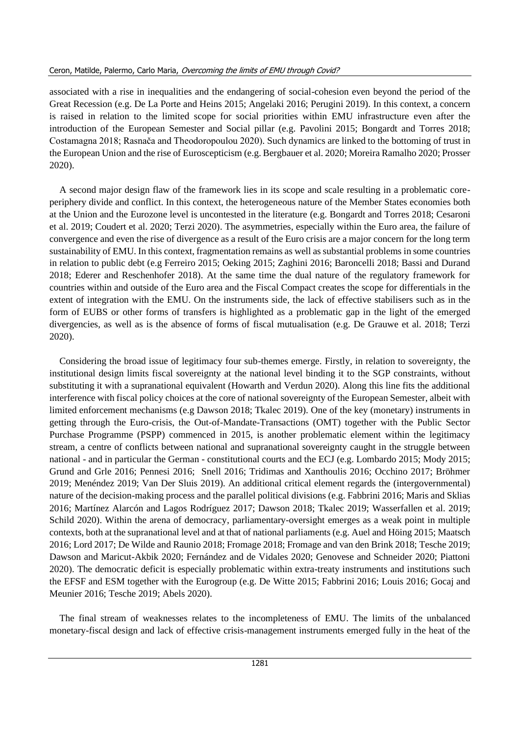associated with a rise in inequalities and the endangering of social-cohesion even beyond the period of the Great Recession (e.g. De La Porte and Heins 2015; Angelaki 2016; Perugini 2019). In this context, a concern is raised in relation to the limited scope for social priorities within EMU infrastructure even after the introduction of the European Semester and Social pillar (e.g. Pavolini 2015; Bongardt and Torres 2018; Costamagna 2018; Rasnača and Theodoropoulou 2020). Such dynamics are linked to the bottoming of trust in the European Union and the rise of Euroscepticism (e.g. Bergbauer et al. 2020; Moreira Ramalho 2020; Prosser 2020).

A second major design flaw of the framework lies in its scope and scale resulting in a problematic core-periphery divide and conflict. In this context, the heterogeneous nature of the Member States economies both at the Union and the Eurozone level is uncontested in the literature (e.g. Bongardt and Torres 2018; Cesaroni et al. 2019; Coudert et al. 2020; Terzi 2020). The asymmetries, especially within the Euro area, the failure of convergence and even the rise of divergence as a result of the Euro crisis are a major concern for the long term sustainability of EMU. In this context, fragmentation remains as well as substantial problems in some countries in relation to public debt (e.g Ferreiro 2015; Oeking 2015; Zaghini 2016; Baroncelli 2018; Bassi and Durand 2018; Ederer and Reschenhofer 2018). At the same time the dual nature of the regulatory framework for countries within and outside of the Euro area and the Fiscal Compact creates the scope for differentials in the extent of integration with the EMU. On the instruments side, the lack of effective stabilisers such as in the form of EUBS or other forms of transfers is highlighted as a problematic gap in the light of the emerged divergencies, as well as is the absence of forms of fiscal mutualisation (e.g. De Grauwe et al. 2018; Terzi 2020).

Considering the broad issue of legitimacy four sub-themes emerge. Firstly, in relation to sovereignty, the institutional design limits fiscal sovereignty at the national level binding it to the SGP constraints, without substituting it with a supranational equivalent (Howarth and Verdun 2020). Along this line fits the additional interference with fiscal policy choices at the core of national sovereignty of the European Semester, albeit with limited enforcement mechanisms (e.g Dawson 2018; Tkalec 2019). One of the key (monetary) instruments in getting through the Euro-crisis, the Out-of-Mandate-Transactions (OMT) together with the Public Sector Purchase Programme (PSPP) commenced in 2015, is another problematic element within the legitimacy stream, a centre of conflicts between national and supranational sovereignty caught in the struggle between national - and in particular the German - constitutional courts and the ECJ (e.g. Lombardo 2015; Mody 2015; Grund and Grle 2016; Pennesi 2016; Snell 2016; Tridimas and Xanthoulis 2016; Occhino 2017; Bröhmer 2019; Menéndez 2019; Van Der Sluis 2019). An additional critical element regards the (intergovernmental) nature of the decision-making process and the parallel political divisions (e.g. Fabbrini 2016; Maris and Sklias 2016; Martínez Alarcón and Lagos Rodríguez 2017; Dawson 2018; Tkalec 2019; Wasserfallen et al. 2019; Schild 2020). Within the arena of democracy, parliamentary-oversight emerges as a weak point in multiple contexts, both at the supranational level and at that of national parliaments (e.g. Auel and Höing 2015; Maatsch 2016; Lord 2017; De Wilde and Raunio 2018; Fromage 2018; Fromage and van den Brink 2018; Tesche 2019; Dawson and Maricut-Akbik 2020; Fernández and de Vidales 2020; Genovese and Schneider 2020; Piattoni 2020). The democratic deficit is especially problematic within extra-treaty instruments and institutions such the EFSF and ESM together with the Eurogroup (e.g. De Witte 2015; Fabbrini 2016; Louis 2016; Gocaj and Meunier 2016; Tesche 2019; Abels 2020).

The final stream of weaknesses relates to the incompleteness of EMU. The limits of the unbalanced monetary-fiscal design and lack of effective crisis-management instruments emerged fully in the heat of the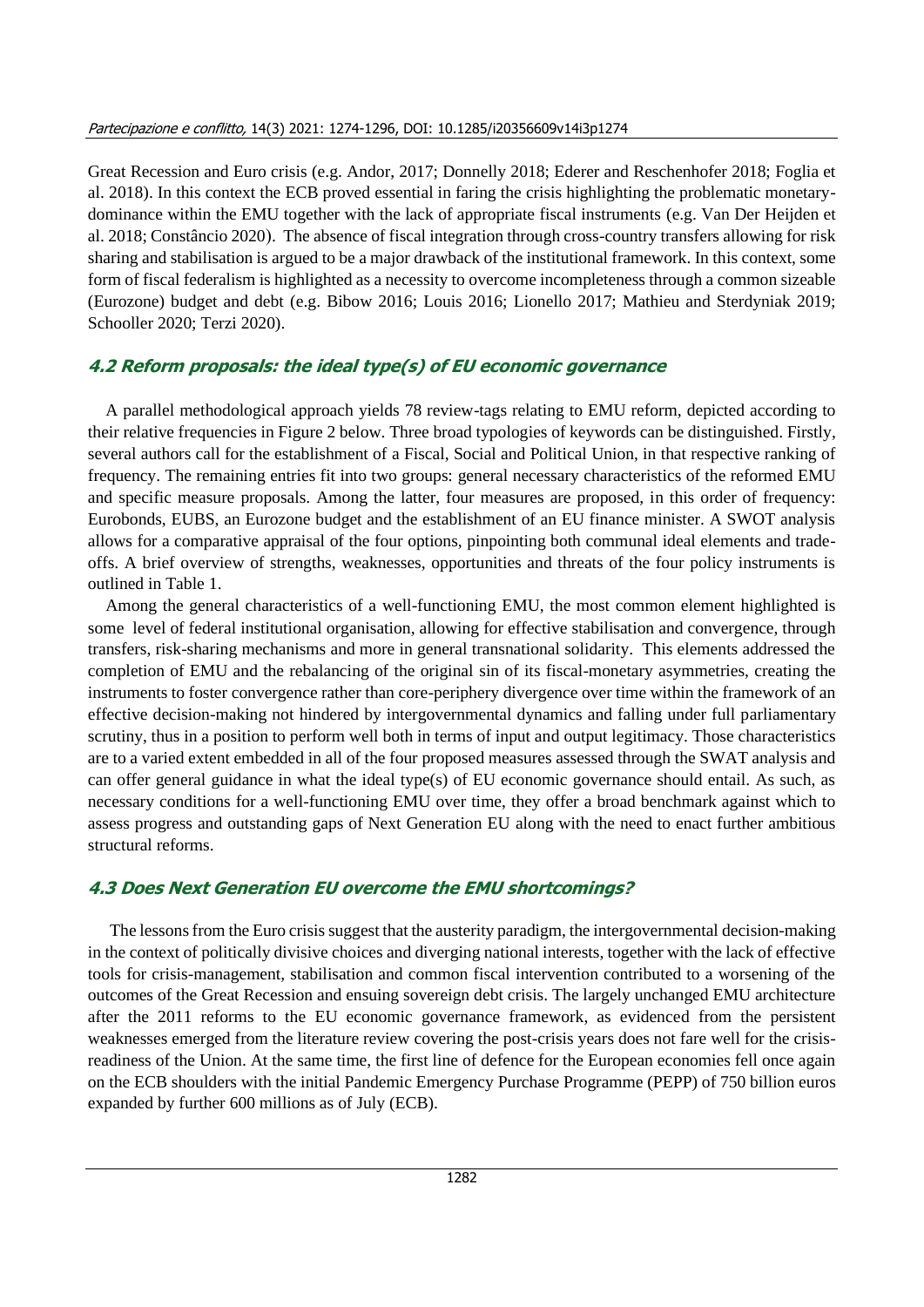Great Recession and Euro crisis (e.g. Andor, 2017; Donnelly 2018; Ederer and Reschenhofer 2018; Foglia et al. 2018). In this context the ECB proved essential in faring the crisis highlighting the problematic monetary-dominance within the EMU together with the lack of appropriate fiscal instruments (e.g. Van Der Heijden et al. 2018; Constâncio 2020). The absence of fiscal integration through cross-country transfers allowing for risk sharing and stabilisation is argued to be a major drawback of the institutional framework. In this context, some form of fiscal federalism is highlighted as a necessity to overcome incompleteness through a common sizeable (Eurozone) budget and debt (e.g. Bibow 2016; Louis 2016; Lionello 2017; Mathieu and Sterdyniak 2019; Schooller 2020; Terzi 2020).

### 4.2 Reform proposals: the ideal type(s) of EU economic governance

A parallel methodological approach yields 78 review-tags relating to EMU reform, depicted according to their relative frequencies in Figure 2 below. Three broad typologies of keywords can be distinguished. Firstly, several authors call for the establishment of a Fiscal, Social and Political Union, in that respective ranking of frequency. The remaining entries fit into two groups: general necessary characteristics of the reformed EMU and specific measure proposals. Among the latter, four measures are proposed, in this order of frequency: Eurobonds, EUBS, an Eurozone budget and the establishment of an EU finance minister. A SWOT analysis allows for a comparative appraisal of the four options, pinpointing both communal ideal elements and trade-offs. A brief overview of strengths, weaknesses, opportunities and threats of the four policy instruments is outlined in Table 1.

Among the general characteristics of a well-functioning EMU, the most common element highlighted is some level of federal institutional organisation, allowing for effective stabilisation and convergence, through transfers, risk-sharing mechanisms and more in general transnational solidarity. This elements addressed the completion of EMU and the rebalancing of the original sin of its fiscal-monetary asymmetries, creating the instruments to foster convergence rather than core-periphery divergence over time within the framework of an effective decision-making not hindered by intergovernmental dynamics and falling under full parliamentary scrutiny, thus in a position to perform well both in terms of input and output legitimacy. Those characteristics are to a varied extent embedded in all of the four proposed measures assessed through the SWAT analysis and can offer general guidance in what the ideal type(s) of EU economic governance should entail. As such, as necessary conditions for a well-functioning EMU over time, they offer a broad benchmark against which to assess progress and outstanding gaps of Next Generation EU along with the need to enact further ambitious structural reforms.

### 4.3 Does Next Generation EU overcome the EMU shortcomings?

The lessons from the Euro crisis suggest that the austerity paradigm, the intergovernmental decision-making in the context of politically divisive choices and diverging national interests, together with the lack of effective tools for crisis-management, stabilisation and common fiscal intervention contributed to a worsening of the outcomes of the Great Recession and ensuing sovereign debt crisis. The largely unchanged EMU architecture after the 2011 reforms to the EU economic governance framework, as evidenced from the persistent weaknesses emerged from the literature review covering the post-crisis years does not fare well for the crisis-readiness of the Union. At the same time, the first line of defence for the European economies fell once again on the ECB shoulders with the initial Pandemic Emergency Purchase Programme (PEPP) of 750 billion euros expanded by further 600 millions as of July (ECB).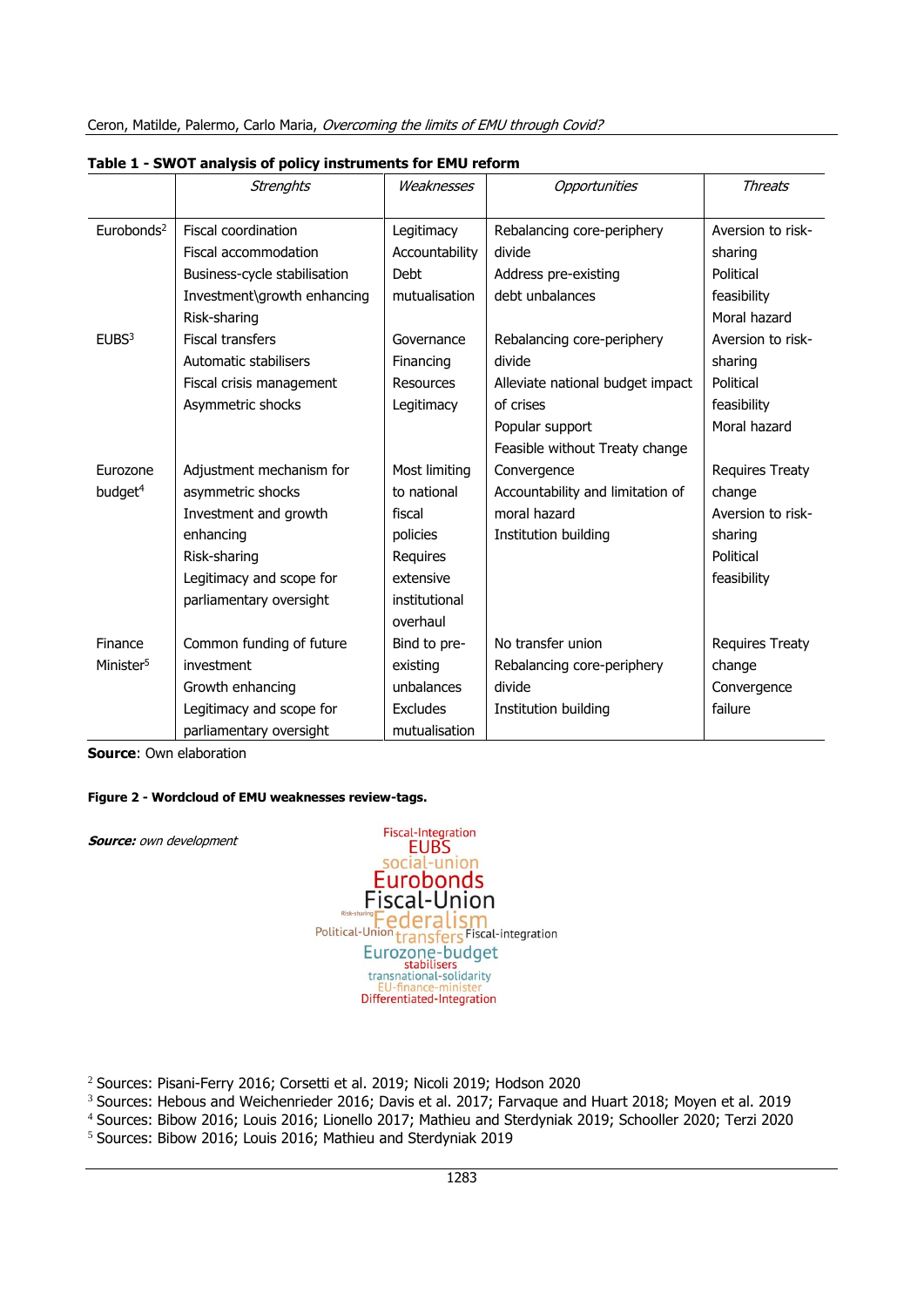**Table 1 - SWOT analysis of policy instruments for EMU reform**

| | *Strenghts* | *Weaknesses* | *Opportunities* | *Threats* |
|---|---|---|---|---|
| Eurobonds[2] | Fiscal coordination<br>Fiscal accommodation<br>Business-cycle stabilisation<br>Investment\growth enhancing<br>Risk-sharing | Legitimacy<br>Accountability<br>Debt mutualisation | Rebalancing core-periphery divide<br>Address pre-existing debt unbalances | Aversion to risk-sharing<br>Political feasibility<br>Moral hazard |
| EUBS[3] | Fiscal transfers<br>Automatic stabilisers<br>Fiscal crisis management<br>Asymmetric shocks | Governance<br>Financing<br>Resources<br>Legitimacy | Rebalancing core-periphery divide<br>Alleviate national budget impact of crises<br>Popular support<br>Feasible without Treaty change | Aversion to risk-sharing<br>Political feasibility<br>Moral hazard |
| Eurozone budget[4] | Adjustment mechanism for asymmetric shocks<br>Investment and growth enhancing<br>Risk-sharing<br>Legitimacy and scope for parliamentary oversight | Most limiting to national fiscal policies<br>Requires extensive institutional overhaul | Convergence<br>Accountability and limitation of moral hazard<br>Institution building | Requires Treaty change<br>Aversion to risk-sharing<br>Political feasibility |
| Finance Minister[5] | Common funding of future investment<br>Growth enhancing<br>Legitimacy and scope for parliamentary oversight | Bind to pre-existing unbalances<br>Excludes mutualisation | No transfer union<br>Rebalancing core-periphery divide<br>Institution building | Requires Treaty change<br>Convergence failure |

**Source**: Own elaboration

**Figure 2 - Wordcloud of EMU weaknesses review-tags.**

***Source:*** *own development*

[2] Sources: Pisani-Ferry 2016; Corsetti et al. 2019; Nicoli 2019; Hodson 2020
[3] Sources: Hebous and Weichenrieder 2016; Davis et al. 2017; Farvaque and Huart 2018; Moyen et al. 2019
[4] Sources: Bibow 2016; Louis 2016; Lionello 2017; Mathieu and Sterdyniak 2019; Schooller 2020; Terzi 2020
[5] Sources: Bibow 2016; Louis 2016; Mathieu and Sterdyniak 2019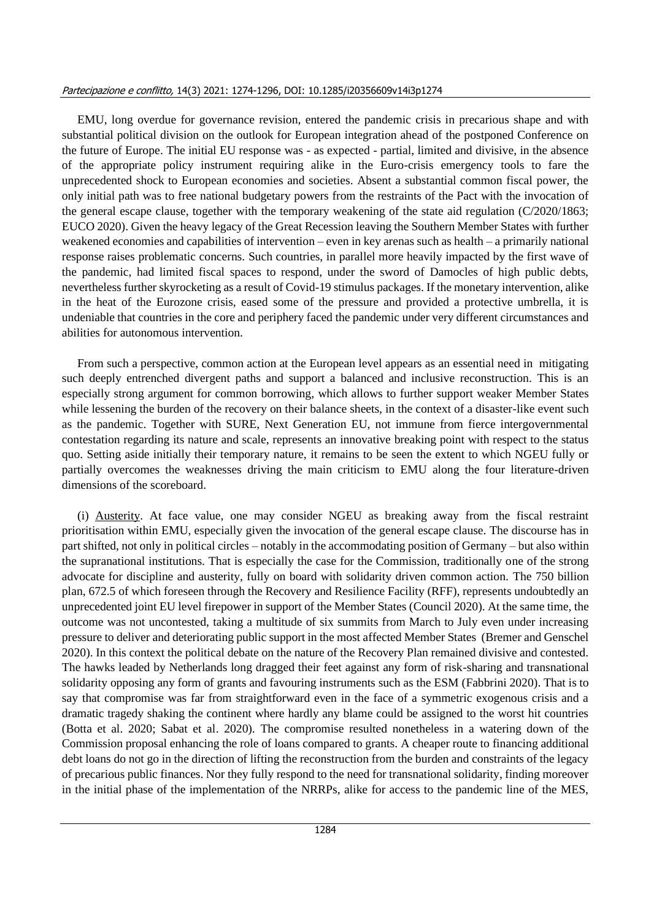EMU, long overdue for governance revision, entered the pandemic crisis in precarious shape and with substantial political division on the outlook for European integration ahead of the postponed Conference on the future of Europe. The initial EU response was - as expected - partial, limited and divisive, in the absence of the appropriate policy instrument requiring alike in the Euro-crisis emergency tools to fare the unprecedented shock to European economies and societies. Absent a substantial common fiscal power, the only initial path was to free national budgetary powers from the restraints of the Pact with the invocation of the general escape clause, together with the temporary weakening of the state aid regulation (C/2020/1863; EUCO 2020). Given the heavy legacy of the Great Recession leaving the Southern Member States with further weakened economies and capabilities of intervention – even in key arenas such as health – a primarily national response raises problematic concerns. Such countries, in parallel more heavily impacted by the first wave of the pandemic, had limited fiscal spaces to respond, under the sword of Damocles of high public debts, nevertheless further skyrocketing as a result of Covid-19 stimulus packages. If the monetary intervention, alike in the heat of the Eurozone crisis, eased some of the pressure and provided a protective umbrella, it is undeniable that countries in the core and periphery faced the pandemic under very different circumstances and abilities for autonomous intervention.

From such a perspective, common action at the European level appears as an essential need in mitigating such deeply entrenched divergent paths and support a balanced and inclusive reconstruction. This is an especially strong argument for common borrowing, which allows to further support weaker Member States while lessening the burden of the recovery on their balance sheets, in the context of a disaster-like event such as the pandemic. Together with SURE, Next Generation EU, not immune from fierce intergovernmental contestation regarding its nature and scale, represents an innovative breaking point with respect to the status quo. Setting aside initially their temporary nature, it remains to be seen the extent to which NGEU fully or partially overcomes the weaknesses driving the main criticism to EMU along the four literature-driven dimensions of the scoreboard.

(i) Austerity. At face value, one may consider NGEU as breaking away from the fiscal restraint prioritisation within EMU, especially given the invocation of the general escape clause. The discourse has in part shifted, not only in political circles – notably in the accommodating position of Germany – but also within the supranational institutions. That is especially the case for the Commission, traditionally one of the strong advocate for discipline and austerity, fully on board with solidarity driven common action. The 750 billion plan, 672.5 of which foreseen through the Recovery and Resilience Facility (RFF), represents undoubtedly an unprecedented joint EU level firepower in support of the Member States (Council 2020). At the same time, the outcome was not uncontested, taking a multitude of six summits from March to July even under increasing pressure to deliver and deteriorating public support in the most affected Member States (Bremer and Genschel 2020). In this context the political debate on the nature of the Recovery Plan remained divisive and contested. The hawks leaded by Netherlands long dragged their feet against any form of risk-sharing and transnational solidarity opposing any form of grants and favouring instruments such as the ESM (Fabbrini 2020). That is to say that compromise was far from straightforward even in the face of a symmetric exogenous crisis and a dramatic tragedy shaking the continent where hardly any blame could be assigned to the worst hit countries (Botta et al. 2020; Sabat et al. 2020). The compromise resulted nonetheless in a watering down of the Commission proposal enhancing the role of loans compared to grants. A cheaper route to financing additional debt loans do not go in the direction of lifting the reconstruction from the burden and constraints of the legacy of precarious public finances. Nor they fully respond to the need for transnational solidarity, finding moreover in the initial phase of the implementation of the NRRPs, alike for access to the pandemic line of the MES,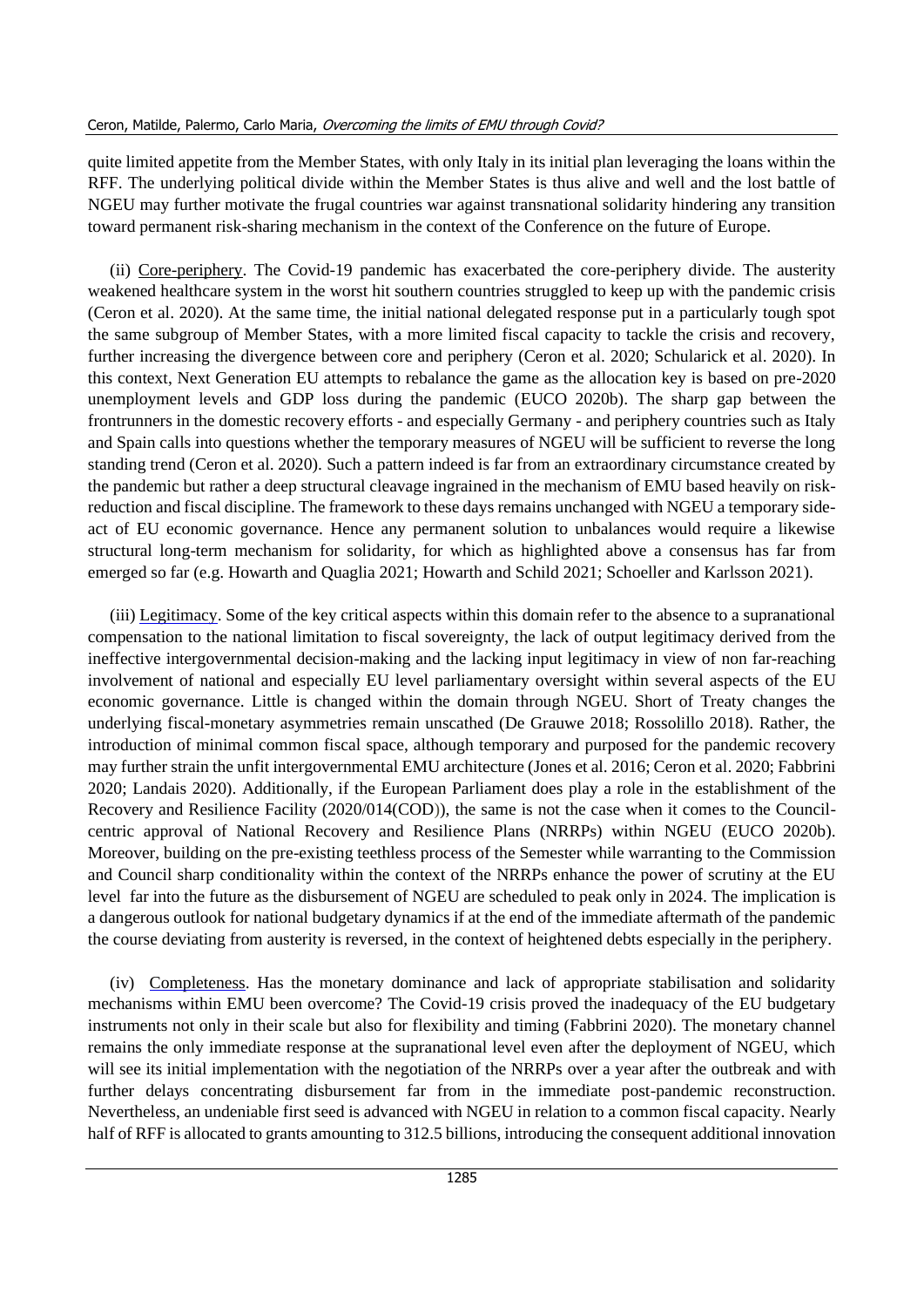quite limited appetite from the Member States, with only Italy in its initial plan leveraging the loans within the RFF. The underlying political divide within the Member States is thus alive and well and the lost battle of NGEU may further motivate the frugal countries war against transnational solidarity hindering any transition toward permanent risk-sharing mechanism in the context of the Conference on the future of Europe.

(ii) Core-periphery. The Covid-19 pandemic has exacerbated the core-periphery divide. The austerity weakened healthcare system in the worst hit southern countries struggled to keep up with the pandemic crisis (Ceron et al. 2020). At the same time, the initial national delegated response put in a particularly tough spot the same subgroup of Member States, with a more limited fiscal capacity to tackle the crisis and recovery, further increasing the divergence between core and periphery (Ceron et al. 2020; Schularick et al. 2020). In this context, Next Generation EU attempts to rebalance the game as the allocation key is based on pre-2020 unemployment levels and GDP loss during the pandemic (EUCO 2020b). The sharp gap between the frontrunners in the domestic recovery efforts - and especially Germany - and periphery countries such as Italy and Spain calls into questions whether the temporary measures of NGEU will be sufficient to reverse the long standing trend (Ceron et al. 2020). Such a pattern indeed is far from an extraordinary circumstance created by the pandemic but rather a deep structural cleavage ingrained in the mechanism of EMU based heavily on risk-reduction and fiscal discipline. The framework to these days remains unchanged with NGEU a temporary side-act of EU economic governance. Hence any permanent solution to unbalances would require a likewise structural long-term mechanism for solidarity, for which as highlighted above a consensus has far from emerged so far (e.g. Howarth and Quaglia 2021; Howarth and Schild 2021; Schoeller and Karlsson 2021).

(iii) Legitimacy. Some of the key critical aspects within this domain refer to the absence to a supranational compensation to the national limitation to fiscal sovereignty, the lack of output legitimacy derived from the ineffective intergovernmental decision-making and the lacking input legitimacy in view of non far-reaching involvement of national and especially EU level parliamentary oversight within several aspects of the EU economic governance. Little is changed within the domain through NGEU. Short of Treaty changes the underlying fiscal-monetary asymmetries remain unscathed (De Grauwe 2018; Rossolillo 2018). Rather, the introduction of minimal common fiscal space, although temporary and purposed for the pandemic recovery may further strain the unfit intergovernmental EMU architecture (Jones et al. 2016; Ceron et al. 2020; Fabbrini 2020; Landais 2020). Additionally, if the European Parliament does play a role in the establishment of the Recovery and Resilience Facility (2020/014(COD)), the same is not the case when it comes to the Council-centric approval of National Recovery and Resilience Plans (NRRPs) within NGEU (EUCO 2020b). Moreover, building on the pre-existing teethless process of the Semester while warranting to the Commission and Council sharp conditionality within the context of the NRRPs enhance the power of scrutiny at the EU level far into the future as the disbursement of NGEU are scheduled to peak only in 2024. The implication is a dangerous outlook for national budgetary dynamics if at the end of the immediate aftermath of the pandemic the course deviating from austerity is reversed, in the context of heightened debts especially in the periphery.

(iv) Completeness. Has the monetary dominance and lack of appropriate stabilisation and solidarity mechanisms within EMU been overcome? The Covid-19 crisis proved the inadequacy of the EU budgetary instruments not only in their scale but also for flexibility and timing (Fabbrini 2020). The monetary channel remains the only immediate response at the supranational level even after the deployment of NGEU, which will see its initial implementation with the negotiation of the NRRPs over a year after the outbreak and with further delays concentrating disbursement far from in the immediate post-pandemic reconstruction. Nevertheless, an undeniable first seed is advanced with NGEU in relation to a common fiscal capacity. Nearly half of RFF is allocated to grants amounting to 312.5 billions, introducing the consequent additional innovation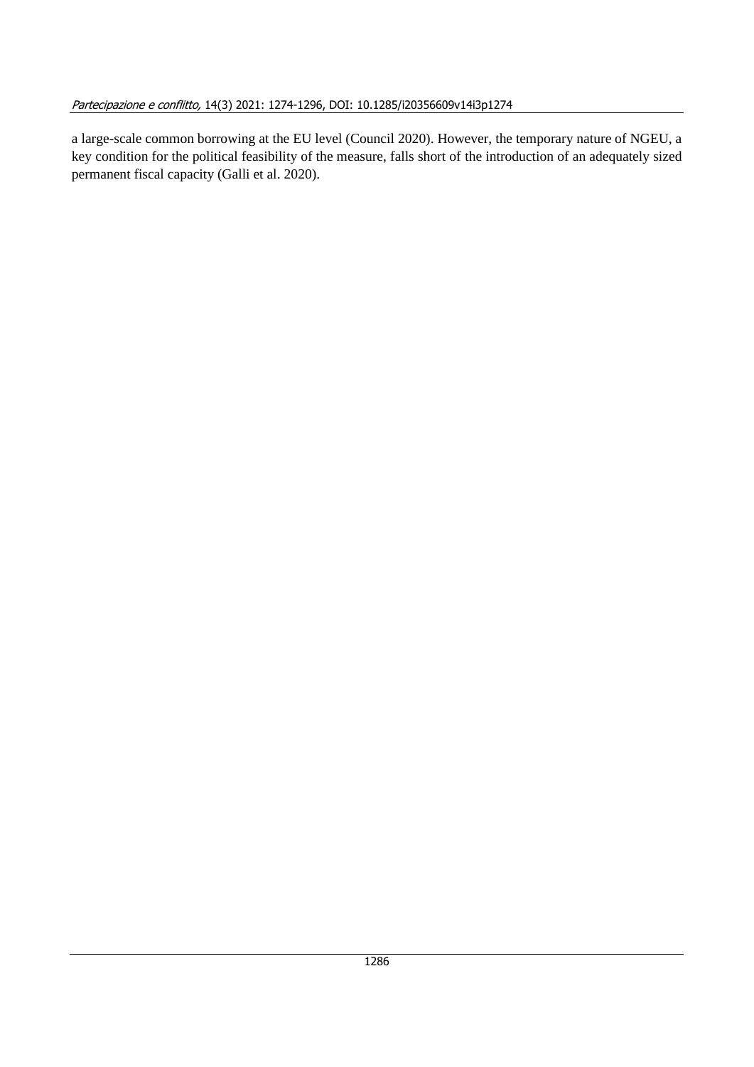a large-scale common borrowing at the EU level (Council 2020). However, the temporary nature of NGEU, a key condition for the political feasibility of the measure, falls short of the introduction of an adequately sized permanent fiscal capacity (Galli et al. 2020).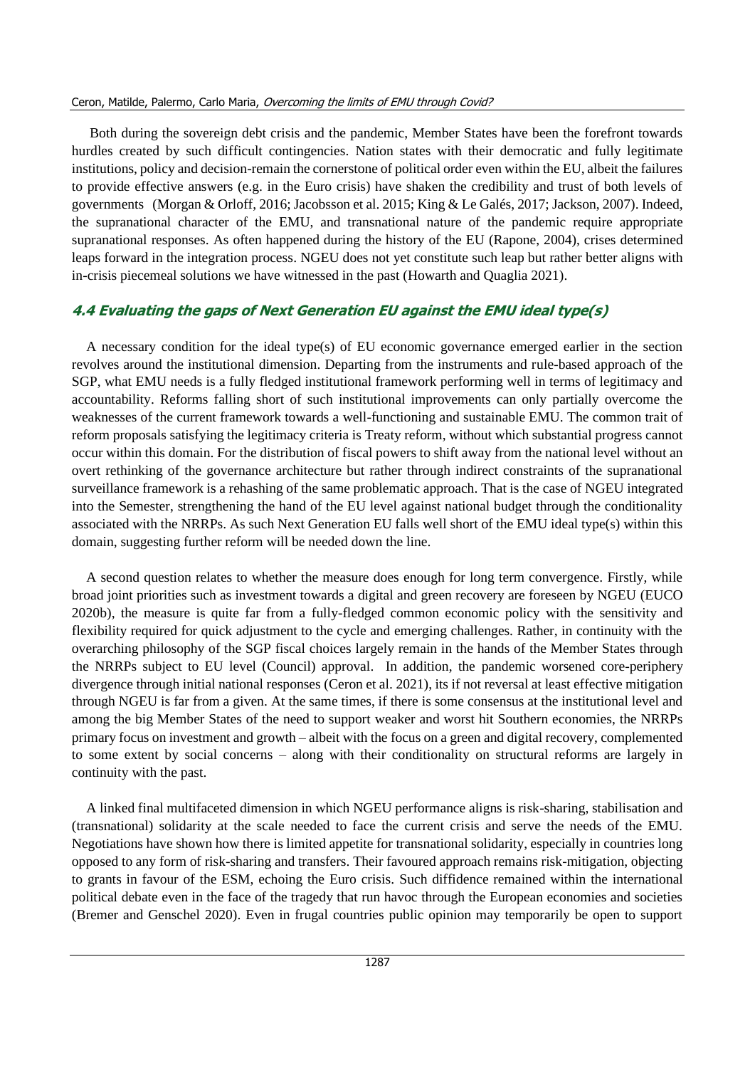Both during the sovereign debt crisis and the pandemic, Member States have been the forefront towards hurdles created by such difficult contingencies. Nation states with their democratic and fully legitimate institutions, policy and decision-remain the cornerstone of political order even within the EU, albeit the failures to provide effective answers (e.g. in the Euro crisis) have shaken the credibility and trust of both levels of governments (Morgan & Orloff, 2016; Jacobsson et al. 2015; King & Le Galés, 2017; Jackson, 2007). Indeed, the supranational character of the EMU, and transnational nature of the pandemic require appropriate supranational responses. As often happened during the history of the EU (Rapone, 2004), crises determined leaps forward in the integration process. NGEU does not yet constitute such leap but rather better aligns with in-crisis piecemeal solutions we have witnessed in the past (Howarth and Quaglia 2021).

### 4.4 Evaluating the gaps of Next Generation EU against the EMU ideal type(s)

A necessary condition for the ideal type(s) of EU economic governance emerged earlier in the section revolves around the institutional dimension. Departing from the instruments and rule-based approach of the SGP, what EMU needs is a fully fledged institutional framework performing well in terms of legitimacy and accountability. Reforms falling short of such institutional improvements can only partially overcome the weaknesses of the current framework towards a well-functioning and sustainable EMU. The common trait of reform proposals satisfying the legitimacy criteria is Treaty reform, without which substantial progress cannot occur within this domain. For the distribution of fiscal powers to shift away from the national level without an overt rethinking of the governance architecture but rather through indirect constraints of the supranational surveillance framework is a rehashing of the same problematic approach. That is the case of NGEU integrated into the Semester, strengthening the hand of the EU level against national budget through the conditionality associated with the NRRPs. As such Next Generation EU falls well short of the EMU ideal type(s) within this domain, suggesting further reform will be needed down the line.

A second question relates to whether the measure does enough for long term convergence. Firstly, while broad joint priorities such as investment towards a digital and green recovery are foreseen by NGEU (EUCO 2020b), the measure is quite far from a fully-fledged common economic policy with the sensitivity and flexibility required for quick adjustment to the cycle and emerging challenges. Rather, in continuity with the overarching philosophy of the SGP fiscal choices largely remain in the hands of the Member States through the NRRPs subject to EU level (Council) approval. In addition, the pandemic worsened core-periphery divergence through initial national responses (Ceron et al. 2021), its if not reversal at least effective mitigation through NGEU is far from a given. At the same times, if there is some consensus at the institutional level and among the big Member States of the need to support weaker and worst hit Southern economies, the NRRPs primary focus on investment and growth – albeit with the focus on a green and digital recovery, complemented to some extent by social concerns – along with their conditionality on structural reforms are largely in continuity with the past.

A linked final multifaceted dimension in which NGEU performance aligns is risk-sharing, stabilisation and (transnational) solidarity at the scale needed to face the current crisis and serve the needs of the EMU. Negotiations have shown how there is limited appetite for transnational solidarity, especially in countries long opposed to any form of risk-sharing and transfers. Their favoured approach remains risk-mitigation, objecting to grants in favour of the ESM, echoing the Euro crisis. Such diffidence remained within the international political debate even in the face of the tragedy that run havoc through the European economies and societies (Bremer and Genschel 2020). Even in frugal countries public opinion may temporarily be open to support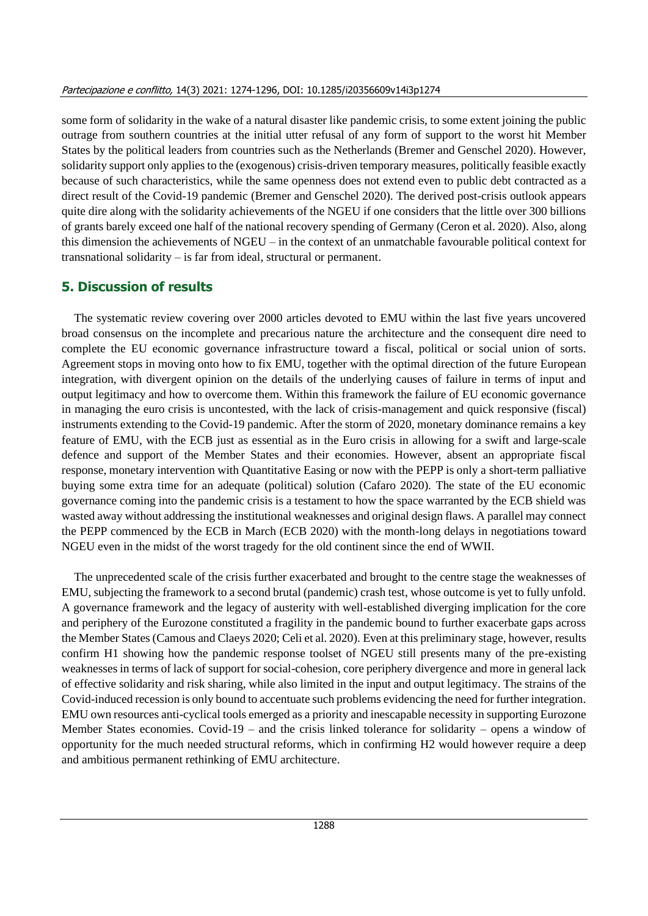some form of solidarity in the wake of a natural disaster like pandemic crisis, to some extent joining the public outrage from southern countries at the initial utter refusal of any form of support to the worst hit Member States by the political leaders from countries such as the Netherlands (Bremer and Genschel 2020). However, solidarity support only applies to the (exogenous) crisis-driven temporary measures, politically feasible exactly because of such characteristics, while the same openness does not extend even to public debt contracted as a direct result of the Covid-19 pandemic (Bremer and Genschel 2020). The derived post-crisis outlook appears quite dire along with the solidarity achievements of the NGEU if one considers that the little over 300 billions of grants barely exceed one half of the national recovery spending of Germany (Ceron et al. 2020). Also, along this dimension the achievements of NGEU – in the context of an unmatchable favourable political context for transnational solidarity – is far from ideal, structural or permanent.

## 5. Discussion of results

The systematic review covering over 2000 articles devoted to EMU within the last five years uncovered broad consensus on the incomplete and precarious nature the architecture and the consequent dire need to complete the EU economic governance infrastructure toward a fiscal, political or social union of sorts. Agreement stops in moving onto how to fix EMU, together with the optimal direction of the future European integration, with divergent opinion on the details of the underlying causes of failure in terms of input and output legitimacy and how to overcome them. Within this framework the failure of EU economic governance in managing the euro crisis is uncontested, with the lack of crisis-management and quick responsive (fiscal) instruments extending to the Covid-19 pandemic. After the storm of 2020, monetary dominance remains a key feature of EMU, with the ECB just as essential as in the Euro crisis in allowing for a swift and large-scale defence and support of the Member States and their economies. However, absent an appropriate fiscal response, monetary intervention with Quantitative Easing or now with the PEPP is only a short-term palliative buying some extra time for an adequate (political) solution (Cafaro 2020). The state of the EU economic governance coming into the pandemic crisis is a testament to how the space warranted by the ECB shield was wasted away without addressing the institutional weaknesses and original design flaws. A parallel may connect the PEPP commenced by the ECB in March (ECB 2020) with the month-long delays in negotiations toward NGEU even in the midst of the worst tragedy for the old continent since the end of WWII.

The unprecedented scale of the crisis further exacerbated and brought to the centre stage the weaknesses of EMU, subjecting the framework to a second brutal (pandemic) crash test, whose outcome is yet to fully unfold. A governance framework and the legacy of austerity with well-established diverging implication for the core and periphery of the Eurozone constituted a fragility in the pandemic bound to further exacerbate gaps across the Member States (Camous and Claeys 2020; Celi et al. 2020). Even at this preliminary stage, however, results confirm H1 showing how the pandemic response toolset of NGEU still presents many of the pre-existing weaknesses in terms of lack of support for social-cohesion, core periphery divergence and more in general lack of effective solidarity and risk sharing, while also limited in the input and output legitimacy. The strains of the Covid-induced recession is only bound to accentuate such problems evidencing the need for further integration. EMU own resources anti-cyclical tools emerged as a priority and inescapable necessity in supporting Eurozone Member States economies. Covid-19 – and the crisis linked tolerance for solidarity – opens a window of opportunity for the much needed structural reforms, which in confirming H2 would however require a deep and ambitious permanent rethinking of EMU architecture.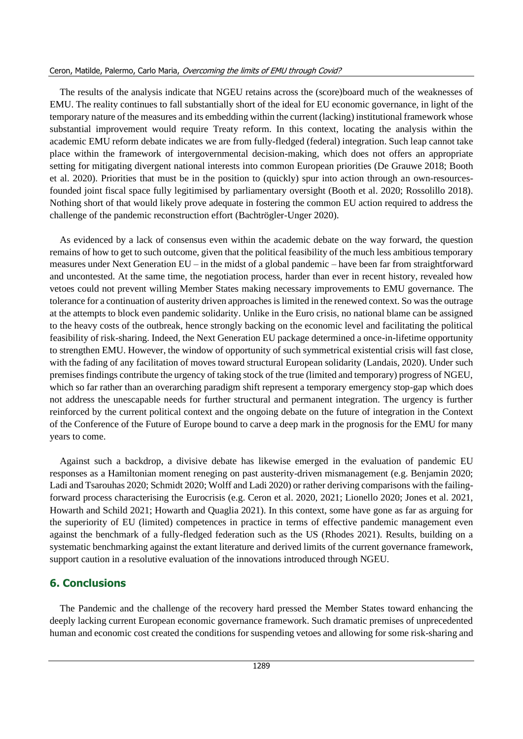The results of the analysis indicate that NGEU retains across the (score)board much of the weaknesses of EMU. The reality continues to fall substantially short of the ideal for EU economic governance, in light of the temporary nature of the measures and its embedding within the current (lacking) institutional framework whose substantial improvement would require Treaty reform. In this context, locating the analysis within the academic EMU reform debate indicates we are from fully-fledged (federal) integration. Such leap cannot take place within the framework of intergovernmental decision-making, which does not offers an appropriate setting for mitigating divergent national interests into common European priorities (De Grauwe 2018; Booth et al. 2020). Priorities that must be in the position to (quickly) spur into action through an own-resources-founded joint fiscal space fully legitimised by parliamentary oversight (Booth et al. 2020; Rossolillo 2018). Nothing short of that would likely prove adequate in fostering the common EU action required to address the challenge of the pandemic reconstruction effort (Bachtrögler-Unger 2020).

As evidenced by a lack of consensus even within the academic debate on the way forward, the question remains of how to get to such outcome, given that the political feasibility of the much less ambitious temporary measures under Next Generation EU – in the midst of a global pandemic – have been far from straightforward and uncontested. At the same time, the negotiation process, harder than ever in recent history, revealed how vetoes could not prevent willing Member States making necessary improvements to EMU governance. The tolerance for a continuation of austerity driven approaches is limited in the renewed context. So was the outrage at the attempts to block even pandemic solidarity. Unlike in the Euro crisis, no national blame can be assigned to the heavy costs of the outbreak, hence strongly backing on the economic level and facilitating the political feasibility of risk-sharing. Indeed, the Next Generation EU package determined a once-in-lifetime opportunity to strengthen EMU. However, the window of opportunity of such symmetrical existential crisis will fast close, with the fading of any facilitation of moves toward structural European solidarity (Landais, 2020). Under such premises findings contribute the urgency of taking stock of the true (limited and temporary) progress of NGEU, which so far rather than an overarching paradigm shift represent a temporary emergency stop-gap which does not address the unescapable needs for further structural and permanent integration. The urgency is further reinforced by the current political context and the ongoing debate on the future of integration in the Context of the Conference of the Future of Europe bound to carve a deep mark in the prognosis for the EMU for many years to come.

Against such a backdrop, a divisive debate has likewise emerged in the evaluation of pandemic EU responses as a Hamiltonian moment reneging on past austerity-driven mismanagement (e.g. Benjamin 2020; Ladi and Tsarouhas 2020; Schmidt 2020; Wolff and Ladi 2020) or rather deriving comparisons with the failing-forward process characterising the Eurocrisis (e.g. Ceron et al. 2020, 2021; Lionello 2020; Jones et al. 2021, Howarth and Schild 2021; Howarth and Quaglia 2021). In this context, some have gone as far as arguing for the superiority of EU (limited) competences in practice in terms of effective pandemic management even against the benchmark of a fully-fledged federation such as the US (Rhodes 2021). Results, building on a systematic benchmarking against the extant literature and derived limits of the current governance framework, support caution in a resolutive evaluation of the innovations introduced through NGEU.

## 6. Conclusions

The Pandemic and the challenge of the recovery hard pressed the Member States toward enhancing the deeply lacking current European economic governance framework. Such dramatic premises of unprecedented human and economic cost created the conditions for suspending vetoes and allowing for some risk-sharing and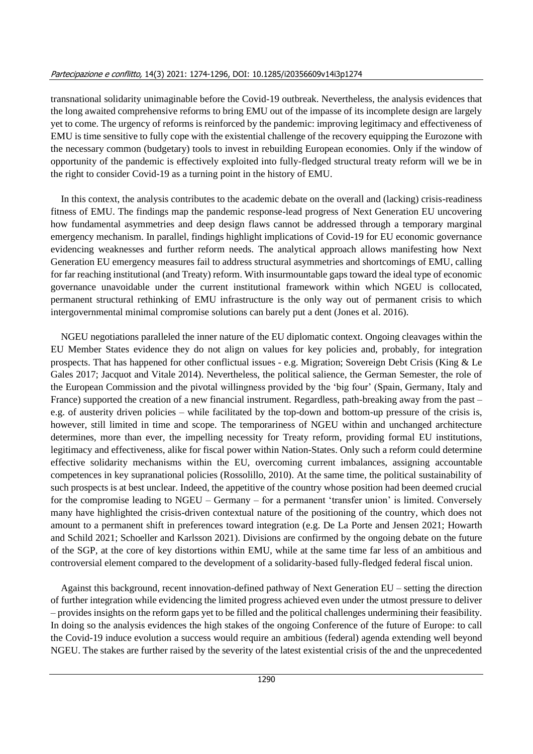transnational solidarity unimaginable before the Covid-19 outbreak. Nevertheless, the analysis evidences that the long awaited comprehensive reforms to bring EMU out of the impasse of its incomplete design are largely yet to come. The urgency of reforms is reinforced by the pandemic: improving legitimacy and effectiveness of EMU is time sensitive to fully cope with the existential challenge of the recovery equipping the Eurozone with the necessary common (budgetary) tools to invest in rebuilding European economies. Only if the window of opportunity of the pandemic is effectively exploited into fully-fledged structural treaty reform will we be in the right to consider Covid-19 as a turning point in the history of EMU.

In this context, the analysis contributes to the academic debate on the overall and (lacking) crisis-readiness fitness of EMU. The findings map the pandemic response-lead progress of Next Generation EU uncovering how fundamental asymmetries and deep design flaws cannot be addressed through a temporary marginal emergency mechanism. In parallel, findings highlight implications of Covid-19 for EU economic governance evidencing weaknesses and further reform needs. The analytical approach allows manifesting how Next Generation EU emergency measures fail to address structural asymmetries and shortcomings of EMU, calling for far reaching institutional (and Treaty) reform. With insurmountable gaps toward the ideal type of economic governance unavoidable under the current institutional framework within which NGEU is collocated, permanent structural rethinking of EMU infrastructure is the only way out of permanent crisis to which intergovernmental minimal compromise solutions can barely put a dent (Jones et al. 2016).

NGEU negotiations paralleled the inner nature of the EU diplomatic context. Ongoing cleavages within the EU Member States evidence they do not align on values for key policies and, probably, for integration prospects. That has happened for other conflictual issues - e.g. Migration; Sovereign Debt Crisis (King & Le Gales 2017; Jacquot and Vitale 2014). Nevertheless, the political salience, the German Semester, the role of the European Commission and the pivotal willingness provided by the 'big four' (Spain, Germany, Italy and France) supported the creation of a new financial instrument. Regardless, path-breaking away from the past – e.g. of austerity driven policies – while facilitated by the top-down and bottom-up pressure of the crisis is, however, still limited in time and scope. The temporariness of NGEU within and unchanged architecture determines, more than ever, the impelling necessity for Treaty reform, providing formal EU institutions, legitimacy and effectiveness, alike for fiscal power within Nation-States. Only such a reform could determine effective solidarity mechanisms within the EU, overcoming current imbalances, assigning accountable competences in key supranational policies (Rossolillo, 2010). At the same time, the political sustainability of such prospects is at best unclear. Indeed, the appetitive of the country whose position had been deemed crucial for the compromise leading to NGEU – Germany – for a permanent 'transfer union' is limited. Conversely many have highlighted the crisis-driven contextual nature of the positioning of the country, which does not amount to a permanent shift in preferences toward integration (e.g. De La Porte and Jensen 2021; Howarth and Schild 2021; Schoeller and Karlsson 2021). Divisions are confirmed by the ongoing debate on the future of the SGP, at the core of key distortions within EMU, while at the same time far less of an ambitious and controversial element compared to the development of a solidarity-based fully-fledged federal fiscal union.

Against this background, recent innovation-defined pathway of Next Generation EU – setting the direction of further integration while evidencing the limited progress achieved even under the utmost pressure to deliver – provides insights on the reform gaps yet to be filled and the political challenges undermining their feasibility. In doing so the analysis evidences the high stakes of the ongoing Conference of the future of Europe: to call the Covid-19 induce evolution a success would require an ambitious (federal) agenda extending well beyond NGEU. The stakes are further raised by the severity of the latest existential crisis of the and the unprecedented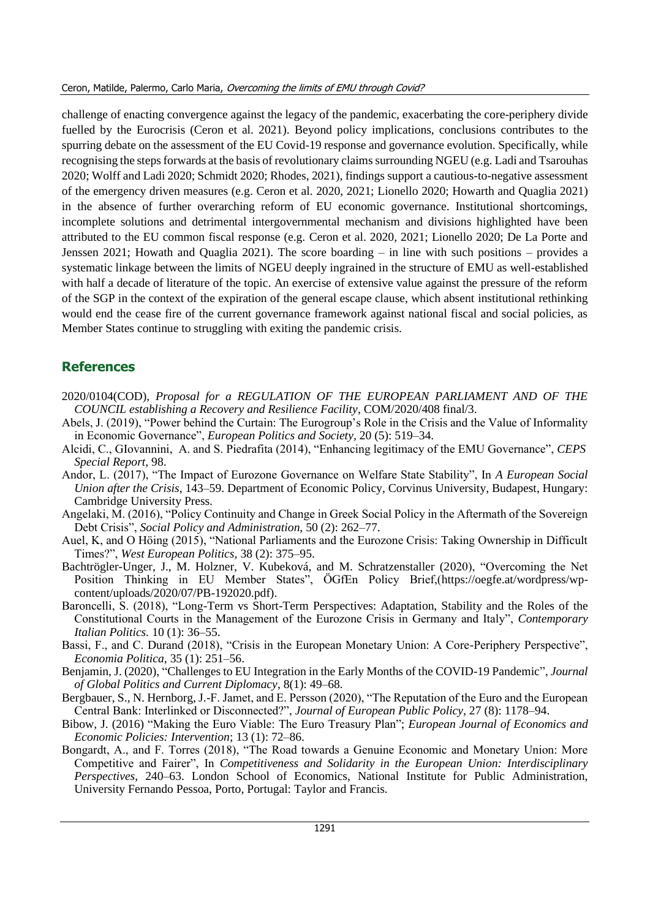challenge of enacting convergence against the legacy of the pandemic, exacerbating the core-periphery divide fuelled by the Eurocrisis (Ceron et al. 2021). Beyond policy implications, conclusions contributes to the spurring debate on the assessment of the EU Covid-19 response and governance evolution. Specifically, while recognising the steps forwards at the basis of revolutionary claims surrounding NGEU (e.g. Ladi and Tsarouhas 2020; Wolff and Ladi 2020; Schmidt 2020; Rhodes, 2021), findings support a cautious-to-negative assessment of the emergency driven measures (e.g. Ceron et al. 2020, 2021; Lionello 2020; Howarth and Quaglia 2021) in the absence of further overarching reform of EU economic governance. Institutional shortcomings, incomplete solutions and detrimental intergovernmental mechanism and divisions highlighted have been attributed to the EU common fiscal response (e.g. Ceron et al. 2020, 2021; Lionello 2020; De La Porte and Jenssen 2021; Howath and Quaglia 2021). The score boarding – in line with such positions – provides a systematic linkage between the limits of NGEU deeply ingrained in the structure of EMU as well-established with half a decade of literature of the topic. An exercise of extensive value against the pressure of the reform of the SGP in the context of the expiration of the general escape clause, which absent institutional rethinking would end the cease fire of the current governance framework against national fiscal and social policies, as Member States continue to struggling with exiting the pandemic crisis.

## References

2020/0104(COD), *Proposal for a REGULATION OF THE EUROPEAN PARLIAMENT AND OF THE COUNCIL establishing a Recovery and Resilience Facility*, COM/2020/408 final/3.

Abels, J. (2019), "Power behind the Curtain: The Eurogroup's Role in the Crisis and the Value of Informality in Economic Governance", *European Politics and Society,* 20 (5): 519–34.

Alcidi, C., GIovannini, A. and S. Piedrafita (2014), "Enhancing legitimacy of the EMU Governance", *CEPS Special Report,* 98.

Andor, L. (2017), "The Impact of Eurozone Governance on Welfare State Stability", In *A European Social Union after the Crisis*, 143–59. Department of Economic Policy, Corvinus University, Budapest, Hungary: Cambridge University Press.

Angelaki, M. (2016), "Policy Continuity and Change in Greek Social Policy in the Aftermath of the Sovereign Debt Crisis", *Social Policy and Administration,* 50 (2): 262–77.

Auel, K, and O Höing (2015), "National Parliaments and the Eurozone Crisis: Taking Ownership in Difficult Times?", *West European Politics*, 38 (2): 375–95.

Bachtrögler-Unger, J., M. Holzner, V. Kubeková, and M. Schratzenstaller (2020), "Overcoming the Net Position Thinking in EU Member States", ÖGfEn Policy Brief,(https://oegfe.at/wordpress/wp-content/uploads/2020/07/PB-192020.pdf).

Baroncelli, S. (2018), "Long-Term vs Short-Term Perspectives: Adaptation, Stability and the Roles of the Constitutional Courts in the Management of the Eurozone Crisis in Germany and Italy", *Contemporary Italian Politics.* 10 (1): 36–55.

Bassi, F., and C. Durand (2018), "Crisis in the European Monetary Union: A Core-Periphery Perspective", *Economia Politica,* 35 (1): 251–56.

Benjamin, J. (2020), "Challenges to EU Integration in the Early Months of the COVID-19 Pandemic", *Journal of Global Politics and Current Diplomacy*, 8(1): 49–68.

Bergbauer, S., N. Hernborg, J.-F. Jamet, and E. Persson (2020), "The Reputation of the Euro and the European Central Bank: Interlinked or Disconnected?", *Journal of European Public Policy,* 27 (8): 1178–94.

Bibow, J. (2016) "Making the Euro Viable: The Euro Treasury Plan"; *European Journal of Economics and Economic Policies: Intervention*; 13 (1): 72–86.

Bongardt, A., and F. Torres (2018), "The Road towards a Genuine Economic and Monetary Union: More Competitive and Fairer", In *Competitiveness and Solidarity in the European Union: Interdisciplinary Perspectives*, 240–63. London School of Economics, National Institute for Public Administration, University Fernando Pessoa, Porto, Portugal: Taylor and Francis.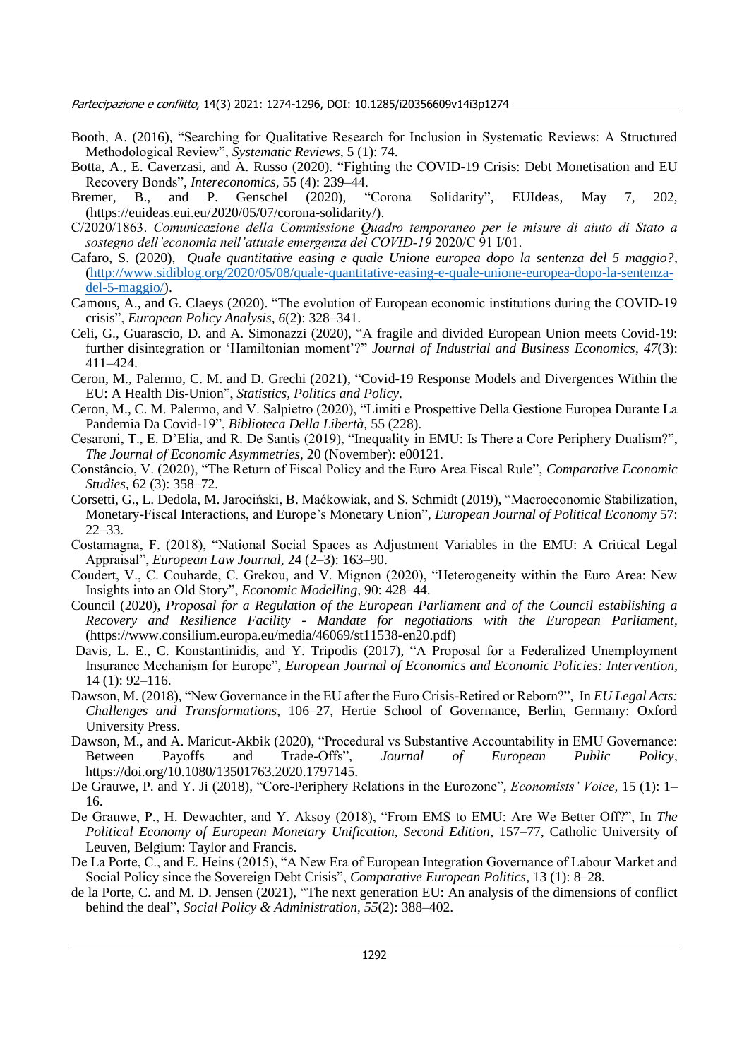Booth, A. (2016), "Searching for Qualitative Research for Inclusion in Systematic Reviews: A Structured Methodological Review", *Systematic Reviews*, 5 (1): 74.

Botta, A., E. Caverzasi, and A. Russo (2020). "Fighting the COVID-19 Crisis: Debt Monetisation and EU Recovery Bonds", *Intereconomics*, 55 (4): 239–44.

Bremer, B., and P. Genschel (2020), "Corona Solidarity", EUIdeas, May 7, 202, (https://euideas.eui.eu/2020/05/07/corona-solidarity/).

C/2020/1863. *Comunicazione della Commissione Quadro temporaneo per le misure di aiuto di Stato a sostegno dell'economia nell'attuale emergenza del COVID-19* 2020/C 91 I/01.

Cafaro, S. (2020), *Quale quantitative easing e quale Unione europea dopo la sentenza del 5 maggio?*, (http://www.sidiblog.org/2020/05/08/quale-quantitative-easing-e-quale-unione-europea-dopo-la-sentenza-del-5-maggio/).

Camous, A., and G. Claeys (2020). "The evolution of European economic institutions during the COVID-19 crisis", *European Policy Analysis*, *6*(2): 328–341.

Celi, G., Guarascio, D. and A. Simonazzi (2020), "A fragile and divided European Union meets Covid-19: further disintegration or 'Hamiltonian moment'?" *Journal of Industrial and Business Economics*, *47*(3): 411–424.

Ceron, M., Palermo, C. M. and D. Grechi (2021), "Covid-19 Response Models and Divergences Within the EU: A Health Dis-Union", *Statistics, Politics and Policy*.

Ceron, M., C. M. Palermo, and V. Salpietro (2020), "Limiti e Prospettive Della Gestione Europea Durante La Pandemia Da Covid-19", *Biblioteca Della Libertà*, 55 (228).

Cesaroni, T., E. D'Elia, and R. De Santis (2019), "Inequality in EMU: Is There a Core Periphery Dualism?", *The Journal of Economic Asymmetries*, 20 (November): e00121.

Constâncio, V. (2020), "The Return of Fiscal Policy and the Euro Area Fiscal Rule", *Comparative Economic Studies*, 62 (3): 358–72.

Corsetti, G., L. Dedola, M. Jarociński, B. Maćkowiak, and S. Schmidt (2019), "Macroeconomic Stabilization, Monetary-Fiscal Interactions, and Europe's Monetary Union", *European Journal of Political Economy* 57: 22–33.

Costamagna, F. (2018), "National Social Spaces as Adjustment Variables in the EMU: A Critical Legal Appraisal", *European Law Journal*, 24 (2–3): 163–90.

Coudert, V., C. Couharde, C. Grekou, and V. Mignon (2020), "Heterogeneity within the Euro Area: New Insights into an Old Story", *Economic Modelling*, 90: 428–44.

Council (2020), *Proposal for a Regulation of the European Parliament and of the Council establishing a Recovery and Resilience Facility - Mandate for negotiations with the European Parliament*, (https://www.consilium.europa.eu/media/46069/st11538-en20.pdf)

Davis, L. E., C. Konstantinidis, and Y. Tripodis (2017), "A Proposal for a Federalized Unemployment Insurance Mechanism for Europe", *European Journal of Economics and Economic Policies: Intervention*, 14 (1): 92–116.

Dawson, M. (2018), "New Governance in the EU after the Euro Crisis-Retired or Reborn?", In *EU Legal Acts: Challenges and Transformations*, 106–27, Hertie School of Governance, Berlin, Germany: Oxford University Press.

Dawson, M., and A. Maricut-Akbik (2020), "Procedural vs Substantive Accountability in EMU Governance: Between Payoffs and Trade-Offs", *Journal of European Public Policy*, https://doi.org/10.1080/13501763.2020.1797145.

De Grauwe, P. and Y. Ji (2018), "Core-Periphery Relations in the Eurozone", *Economists' Voice*, 15 (1): 1–16.

De Grauwe, P., H. Dewachter, and Y. Aksoy (2018), "From EMS to EMU: Are We Better Off?", In *The Political Economy of European Monetary Unification, Second Edition*, 157–77, Catholic University of Leuven, Belgium: Taylor and Francis.

De La Porte, C., and E. Heins (2015), "A New Era of European Integration Governance of Labour Market and Social Policy since the Sovereign Debt Crisis", *Comparative European Politics*, 13 (1): 8–28.

de la Porte, C. and M. D. Jensen (2021), "The next generation EU: An analysis of the dimensions of conflict behind the deal", *Social Policy & Administration*, *55*(2): 388–402.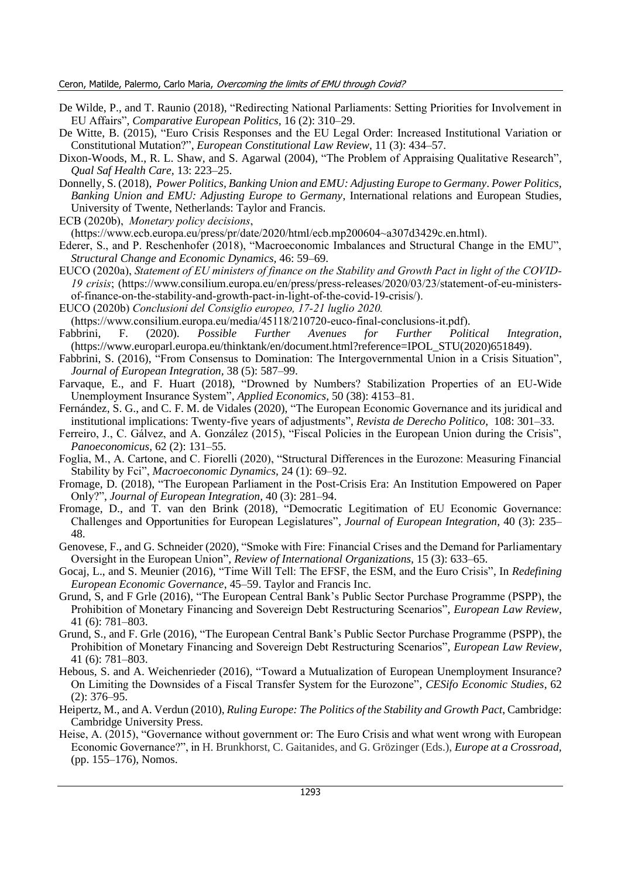De Wilde, P., and T. Raunio (2018), "Redirecting National Parliaments: Setting Priorities for Involvement in EU Affairs", *Comparative European Politics*, 16 (2): 310–29.

De Witte, B. (2015), "Euro Crisis Responses and the EU Legal Order: Increased Institutional Variation or Constitutional Mutation?", *European Constitutional Law Review*, 11 (3): 434–57.

Dixon-Woods, M., R. L. Shaw, and S. Agarwal (2004), "The Problem of Appraising Qualitative Research", *Qual Saf Health Care*, 13: 223–25.

Donnelly, S. (2018), *Power Politics, Banking Union and EMU: Adjusting Europe to Germany*. *Power Politics, Banking Union and EMU: Adjusting Europe to Germany*, International relations and European Studies, University of Twente, Netherlands: Taylor and Francis.

ECB (2020b), *Monetary policy decisions*, (https://www.ecb.europa.eu/press/pr/date/2020/html/ecb.mp200604~a307d3429c.en.html).

Ederer, S., and P. Reschenhofer (2018), "Macroeconomic Imbalances and Structural Change in the EMU", *Structural Change and Economic Dynamics*, 46: 59–69.

EUCO (2020a), *Statement of EU ministers of finance on the Stability and Growth Pact in light of the COVID-19 crisis*; (https://www.consilium.europa.eu/en/press/press-releases/2020/03/23/statement-of-eu-ministers-of-finance-on-the-stability-and-growth-pact-in-light-of-the-covid-19-crisis/).

EUCO (2020b) *Conclusioni del Consiglio europeo, 17-21 luglio 2020.* (https://www.consilium.europa.eu/media/45118/210720-euco-final-conclusions-it.pdf).

Fabbrini, F. (2020). *Possible Further Avenues for Further Political Integration*, (https://www.europarl.europa.eu/thinktank/en/document.html?reference=IPOL_STU(2020)651849).

Fabbrini, S. (2016), "From Consensus to Domination: The Intergovernmental Union in a Crisis Situation", *Journal of European Integration*, 38 (5): 587–99.

Farvaque, E., and F. Huart (2018), "Drowned by Numbers? Stabilization Properties of an EU-Wide Unemployment Insurance System", *Applied Economics*, 50 (38): 4153–81.

Fernández, S. G., and C. F. M. de Vidales (2020), "The European Economic Governance and its juridical and institutional implications: Twenty-five years of adjustments", *Revista de Derecho Politico*, 108: 301–33.

Ferreiro, J., C. Gálvez, and A. González (2015), "Fiscal Policies in the European Union during the Crisis", *Panoeconomicus*, 62 (2): 131–55.

Foglia, M., A. Cartone, and C. Fiorelli (2020), "Structural Differences in the Eurozone: Measuring Financial Stability by Fci", *Macroeconomic Dynamics*, 24 (1): 69–92.

Fromage, D. (2018), "The European Parliament in the Post-Crisis Era: An Institution Empowered on Paper Only?", *Journal of European Integration*, 40 (3): 281–94.

Fromage, D., and T. van den Brink (2018), "Democratic Legitimation of EU Economic Governance: Challenges and Opportunities for European Legislatures", *Journal of European Integration*, 40 (3): 235–48.

Genovese, F., and G. Schneider (2020), "Smoke with Fire: Financial Crises and the Demand for Parliamentary Oversight in the European Union", *Review of International Organizations*, 15 (3): 633–65.

Gocaj, L., and S. Meunier (2016), "Time Will Tell: The EFSF, the ESM, and the Euro Crisis", In *Redefining European Economic Governance*, 45–59. Taylor and Francis Inc.

Grund, S, and F Grle (2016), "The European Central Bank's Public Sector Purchase Programme (PSPP), the Prohibition of Monetary Financing and Sovereign Debt Restructuring Scenarios", *European Law Review*, 41 (6): 781–803.

Grund, S., and F. Grle (2016), "The European Central Bank's Public Sector Purchase Programme (PSPP), the Prohibition of Monetary Financing and Sovereign Debt Restructuring Scenarios", *European Law Review*, 41 (6): 781–803.

Hebous, S. and A. Weichenrieder (2016), "Toward a Mutualization of European Unemployment Insurance? On Limiting the Downsides of a Fiscal Transfer System for the Eurozone", *CESifo Economic Studies*, 62 (2): 376–95.

Heipertz, M., and A. Verdun (2010), *Ruling Europe: The Politics of the Stability and Growth Pact*, Cambridge: Cambridge University Press.

Heise, A. (2015), "Governance without government or: The Euro Crisis and what went wrong with European Economic Governance?", in H. Brunkhorst, C. Gaitanides, and G. Grözinger (Eds.), *Europe at a Crossroad*, (pp. 155–176), Nomos.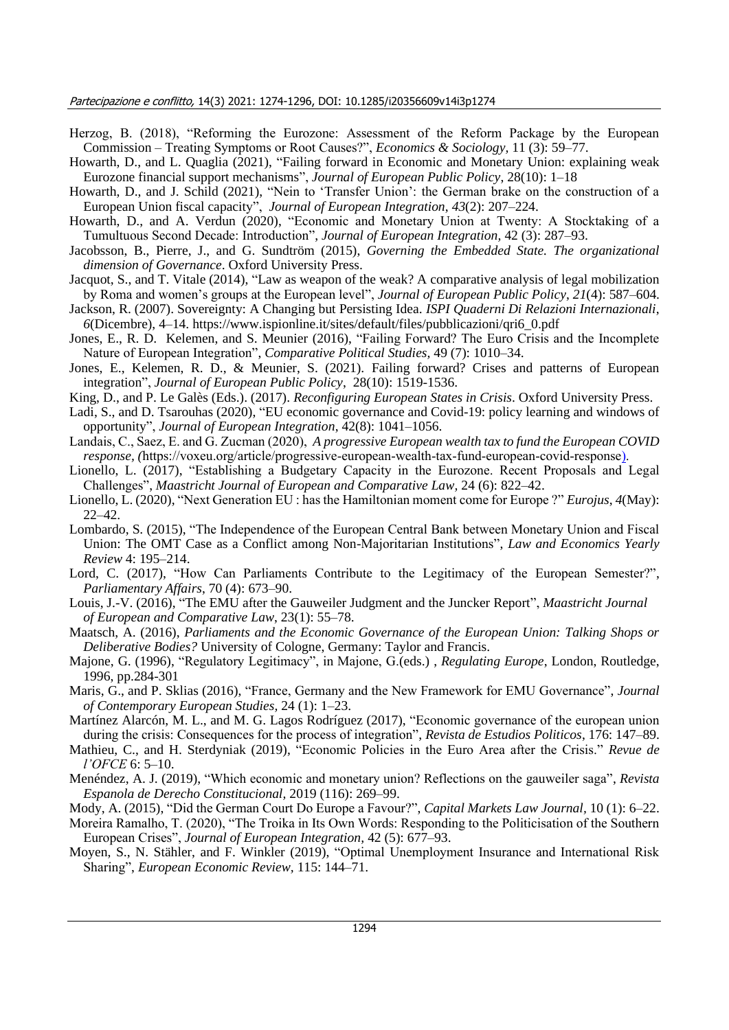Herzog, B. (2018), "Reforming the Eurozone: Assessment of the Reform Package by the European Commission – Treating Symptoms or Root Causes?", *Economics & Sociology*, 11 (3): 59–77.

Howarth, D., and L. Quaglia (2021), "Failing forward in Economic and Monetary Union: explaining weak Eurozone financial support mechanisms", *Journal of European Public Policy*, 28(10): 1–18

Howarth, D., and J. Schild (2021), "Nein to 'Transfer Union': the German brake on the construction of a European Union fiscal capacity", *Journal of European Integration*, *43*(2): 207–224.

Howarth, D., and A. Verdun (2020), "Economic and Monetary Union at Twenty: A Stocktaking of a Tumultuous Second Decade: Introduction", *Journal of European Integration*, 42 (3): 287–93.

Jacobsson, B., Pierre, J., and G. Sundtröm (2015), *Governing the Embedded State. The organizational dimension of Governance*. Oxford University Press.

Jacquot, S., and T. Vitale (2014), "Law as weapon of the weak? A comparative analysis of legal mobilization by Roma and women's groups at the European level", *Journal of European Public Policy*, *21*(4): 587–604.

Jackson, R. (2007). Sovereignty: A Changing but Persisting Idea. *ISPI Quaderni Di Relazioni Internazionali*, *6*(Dicembre), 4–14. https://www.ispionline.it/sites/default/files/pubblicazioni/qri6_0.pdf

Jones, E., R. D. Kelemen, and S. Meunier (2016), "Failing Forward? The Euro Crisis and the Incomplete Nature of European Integration", *Comparative Political Studies*, 49 (7): 1010–34.

Jones, E., Kelemen, R. D., & Meunier, S. (2021). Failing forward? Crises and patterns of European integration", *Journal of European Public Policy*, 28(10): 1519-1536.

King, D., and P. Le Galès (Eds.). (2017). *Reconfiguring European States in Crisis*. Oxford University Press.

Ladi, S., and D. Tsarouhas (2020), "EU economic governance and Covid-19: policy learning and windows of opportunity", *Journal of European Integration*, 42(8): 1041–1056.

Landais, C., Saez, E. and G. Zucman (2020), *A progressive European wealth tax to fund the European COVID response*, *(*https://voxeu.org/article/progressive-european-wealth-tax-fund-european-covid-response).

Lionello, L. (2017), "Establishing a Budgetary Capacity in the Eurozone. Recent Proposals and Legal Challenges", *Maastricht Journal of European and Comparative Law*, 24 (6): 822–42.

Lionello, L. (2020), "Next Generation EU : has the Hamiltonian moment come for Europe ?" *Eurojus*, *4*(May): 22–42.

Lombardo, S. (2015), "The Independence of the European Central Bank between Monetary Union and Fiscal Union: The OMT Case as a Conflict among Non-Majoritarian Institutions", *Law and Economics Yearly Review* 4: 195–214.

Lord, C. (2017), "How Can Parliaments Contribute to the Legitimacy of the European Semester?", *Parliamentary Affairs*, 70 (4): 673–90.

Louis, J.-V. (2016), "The EMU after the Gauweiler Judgment and the Juncker Report", *Maastricht Journal of European and Comparative Law*, 23(1): 55–78.

Maatsch, A. (2016), *Parliaments and the Economic Governance of the European Union: Talking Shops or Deliberative Bodies?* University of Cologne, Germany: Taylor and Francis.

Majone, G. (1996), "Regulatory Legitimacy", in Majone, G.(eds.) , *Regulating Europe*, London, Routledge, 1996, pp.284-301

Maris, G., and P. Sklias (2016), "France, Germany and the New Framework for EMU Governance", *Journal of Contemporary European Studies*, 24 (1): 1–23.

Martínez Alarcón, M. L., and M. G. Lagos Rodríguez (2017), "Economic governance of the european union during the crisis: Consequences for the process of integration", *Revista de Estudios Politicos*, 176: 147–89.

Mathieu, C., and H. Sterdyniak (2019), "Economic Policies in the Euro Area after the Crisis." *Revue de l'OFCE* 6: 5–10.

Menéndez, A. J. (2019), "Which economic and monetary union? Reflections on the gauweiler saga", *Revista Espanola de Derecho Constitucional*, 2019 (116): 269–99.

Mody, A. (2015), "Did the German Court Do Europe a Favour?", *Capital Markets Law Journal*, 10 (1): 6–22.

Moreira Ramalho, T. (2020), "The Troika in Its Own Words: Responding to the Politicisation of the Southern European Crises", *Journal of European Integration*, 42 (5): 677–93.

Moyen, S., N. Stähler, and F. Winkler (2019), "Optimal Unemployment Insurance and International Risk Sharing", *European Economic Review*, 115: 144–71.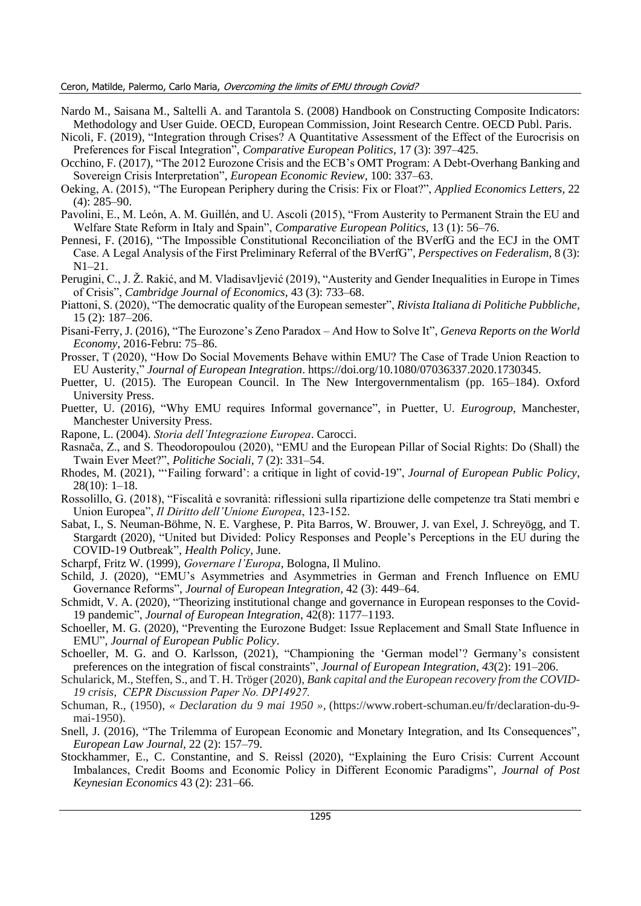Nardo M., Saisana M., Saltelli A. and Tarantola S. (2008) Handbook on Constructing Composite Indicators: Methodology and User Guide. OECD, European Commission, Joint Research Centre. OECD Publ. Paris.

Nicoli, F. (2019), "Integration through Crises? A Quantitative Assessment of the Effect of the Eurocrisis on Preferences for Fiscal Integration", *Comparative European Politics*, 17 (3): 397–425.

Occhino, F. (2017), "The 2012 Eurozone Crisis and the ECB's OMT Program: A Debt-Overhang Banking and Sovereign Crisis Interpretation", *European Economic Review*, 100: 337–63.

Oeking, A. (2015), "The European Periphery during the Crisis: Fix or Float?", *Applied Economics Letters*, 22 (4): 285–90.

Pavolini, E., M. León, A. M. Guillén, and U. Ascoli (2015), "From Austerity to Permanent Strain the EU and Welfare State Reform in Italy and Spain", *Comparative European Politics*, 13 (1): 56–76.

Pennesi, F. (2016), "The Impossible Constitutional Reconciliation of the BVerfG and the ECJ in the OMT Case. A Legal Analysis of the First Preliminary Referral of the BVerfG", *Perspectives on Federalism*, 8 (3): N1–21.

Perugini, C., J. Ž. Rakić, and M. Vladisavljević (2019), "Austerity and Gender Inequalities in Europe in Times of Crisis", *Cambridge Journal of Economics*, 43 (3): 733–68.

Piattoni, S. (2020), "The democratic quality of the European semester", *Rivista Italiana di Politiche Pubbliche*, 15 (2): 187–206.

Pisani-Ferry, J. (2016), "The Eurozone's Zeno Paradox – And How to Solve It", *Geneva Reports on the World Economy*, 2016-Febru: 75–86.

Prosser, T (2020), "How Do Social Movements Behave within EMU? The Case of Trade Union Reaction to EU Austerity," *Journal of European Integration*. https://doi.org/10.1080/07036337.2020.1730345.

Puetter, U. (2015). The European Council. In The New Intergovernmentalism (pp. 165–184). Oxford University Press.

Puetter, U. (2016), "Why EMU requires Informal governance", in Puetter, U. *Eurogroup*, Manchester, Manchester University Press.

Rapone, L. (2004). *Storia dell'Integrazione Europea*. Carocci.

Rasnača, Z., and S. Theodoropoulou (2020), "EMU and the European Pillar of Social Rights: Do (Shall) the Twain Ever Meet?", *Politiche Sociali*, 7 (2): 331–54.

Rhodes, M. (2021), "'Failing forward': a critique in light of covid-19", *Journal of European Public Policy*, 28(10): 1–18.

Rossolillo, G. (2018), "Fiscalità e sovranità: riflessioni sulla ripartizione delle competenze tra Stati membri e Unione Europea", *Il Diritto dell'Unione Europea*, 123-152.

Sabat, I., S. Neuman-Böhme, N. E. Varghese, P. Pita Barros, W. Brouwer, J. van Exel, J. Schreyögg, and T. Stargardt (2020), "United but Divided: Policy Responses and People's Perceptions in the EU during the COVID-19 Outbreak", *Health Policy*, June.

Scharpf, Fritz W. (1999), *Governare l'Europa*, Bologna, Il Mulino.

Schild, J. (2020), "EMU's Asymmetries and Asymmetries in German and French Influence on EMU Governance Reforms", *Journal of European Integration*, 42 (3): 449–64.

Schmidt, V. A. (2020), "Theorizing institutional change and governance in European responses to the Covid-19 pandemic", *Journal of European Integration*, 42(8): 1177–1193.

Schoeller, M. G. (2020), "Preventing the Eurozone Budget: Issue Replacement and Small State Influence in EMU", *Journal of European Public Policy*.

Schoeller, M. G. and O. Karlsson, (2021), "Championing the 'German model'? Germany's consistent preferences on the integration of fiscal constraints", *Journal of European Integration*, *43*(2): 191–206.

Schularick, M., Steffen, S., and T. H. Tröger (2020), *Bank capital and the European recovery from the COVID-19 crisis, CEPR Discussion Paper No. DP14927.*

Schuman, R., (1950), *« Declaration du 9 mai 1950 »*, (https://www.robert-schuman.eu/fr/declaration-du-9-mai-1950).

Snell, J. (2016), "The Trilemma of European Economic and Monetary Integration, and Its Consequences", *European Law Journal*, 22 (2): 157–79.

Stockhammer, E., C. Constantine, and S. Reissl (2020), "Explaining the Euro Crisis: Current Account Imbalances, Credit Booms and Economic Policy in Different Economic Paradigms", *Journal of Post Keynesian Economics* 43 (2): 231–66.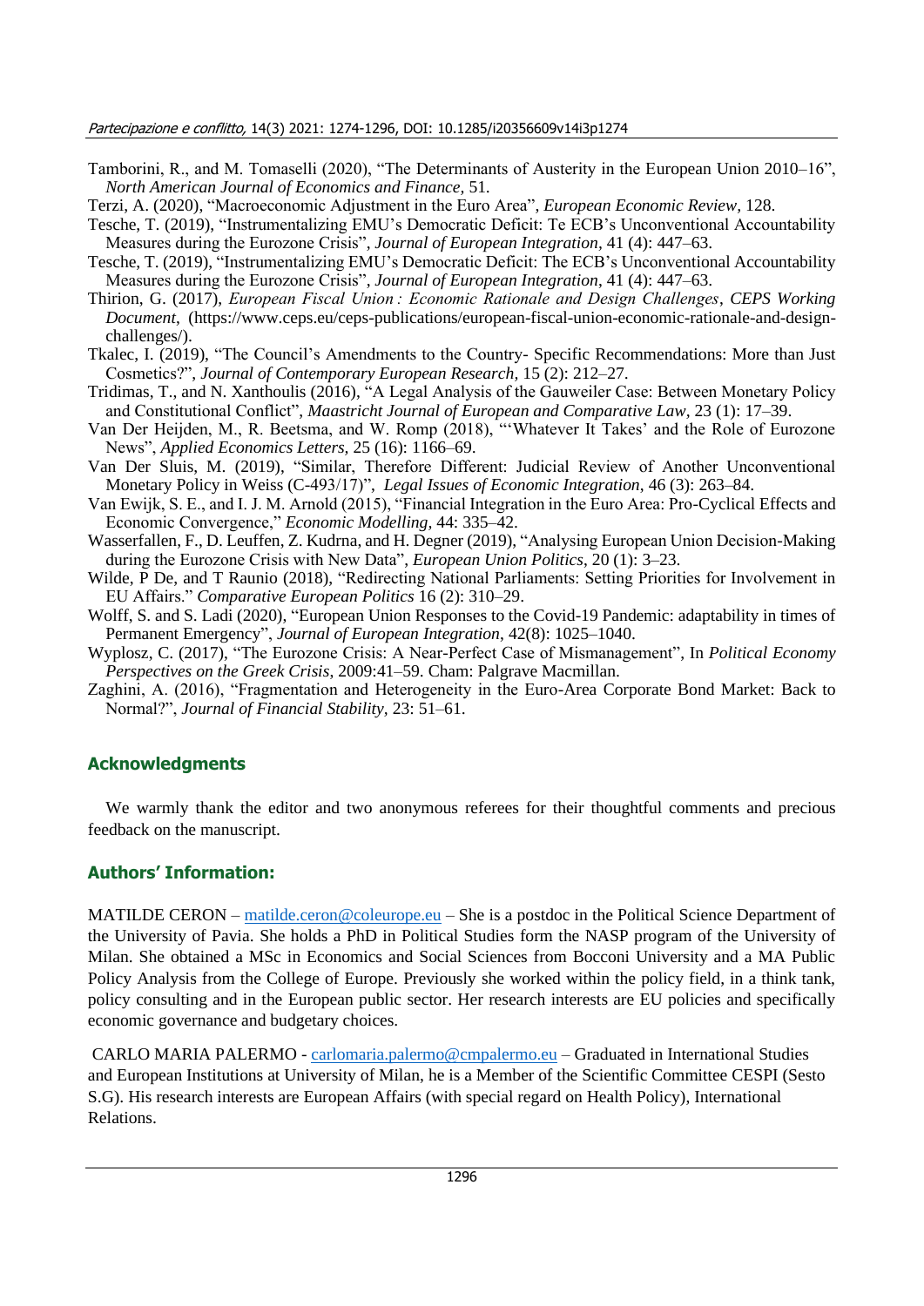Tamborini, R., and M. Tomaselli (2020), "The Determinants of Austerity in the European Union 2010–16", *North American Journal of Economics and Finance,* 51.

Terzi, A. (2020), "Macroeconomic Adjustment in the Euro Area", *European Economic Review*, 128.

Tesche, T. (2019), "Instrumentalizing EMU's Democratic Deficit: Te ECB's Unconventional Accountability Measures during the Eurozone Crisis", *Journal of European Integration*, 41 (4): 447–63.

Tesche, T. (2019), "Instrumentalizing EMU's Democratic Deficit: The ECB's Unconventional Accountability Measures during the Eurozone Crisis", *Journal of European Integration*, 41 (4): 447–63.

Thirion, G. (2017), *European Fiscal Union : Economic Rationale and Design Challenges*, *CEPS Working Document*, (https://www.ceps.eu/ceps-publications/european-fiscal-union-economic-rationale-and-design-challenges/).

Tkalec, I. (2019), "The Council's Amendments to the Country- Specific Recommendations: More than Just Cosmetics?", *Journal of Contemporary European Research*, 15 (2): 212–27.

Tridimas, T., and N. Xanthoulis (2016), "A Legal Analysis of the Gauweiler Case: Between Monetary Policy and Constitutional Conflict", *Maastricht Journal of European and Comparative Law,* 23 (1): 17–39.

Van Der Heijden, M., R. Beetsma, and W. Romp (2018), "'Whatever It Takes' and the Role of Eurozone News", *Applied Economics Letters,* 25 (16): 1166–69.

Van Der Sluis, M. (2019), "Similar, Therefore Different: Judicial Review of Another Unconventional Monetary Policy in Weiss (C-493/17)", *Legal Issues of Economic Integration*, 46 (3): 263–84.

Van Ewijk, S. E., and I. J. M. Arnold (2015), "Financial Integration in the Euro Area: Pro-Cyclical Effects and Economic Convergence," *Economic Modelling,* 44: 335–42.

Wasserfallen, F., D. Leuffen, Z. Kudrna, and H. Degner (2019), "Analysing European Union Decision-Making during the Eurozone Crisis with New Data", *European Union Politics*, 20 (1): 3–23.

Wilde, P De, and T Raunio (2018), "Redirecting National Parliaments: Setting Priorities for Involvement in EU Affairs." *Comparative European Politics* 16 (2): 310–29.

Wolff, S. and S. Ladi (2020), "European Union Responses to the Covid-19 Pandemic: adaptability in times of Permanent Emergency", *Journal of European Integration*, 42(8): 1025–1040.

Wyplosz, C. (2017), "The Eurozone Crisis: A Near-Perfect Case of Mismanagement", In *Political Economy Perspectives on the Greek Crisis*, 2009:41–59. Cham: Palgrave Macmillan.

Zaghini, A. (2016), "Fragmentation and Heterogeneity in the Euro-Area Corporate Bond Market: Back to Normal?", *Journal of Financial Stability,* 23: 51–61.

## Acknowledgments

We warmly thank the editor and two anonymous referees for their thoughtful comments and precious feedback on the manuscript.

## Authors' Information:

MATILDE CERON – matilde.ceron@coleurope.eu – She is a postdoc in the Political Science Department of the University of Pavia. She holds a PhD in Political Studies form the NASP program of the University of Milan. She obtained a MSc in Economics and Social Sciences from Bocconi University and a MA Public Policy Analysis from the College of Europe. Previously she worked within the policy field, in a think tank, policy consulting and in the European public sector. Her research interests are EU policies and specifically economic governance and budgetary choices.

CARLO MARIA PALERMO - carlomaria.palermo@cmpalermo.eu – Graduated in International Studies and European Institutions at University of Milan, he is a Member of the Scientific Committee CESPI (Sesto S.G). His research interests are European Affairs (with special regard on Health Policy), International Relations.